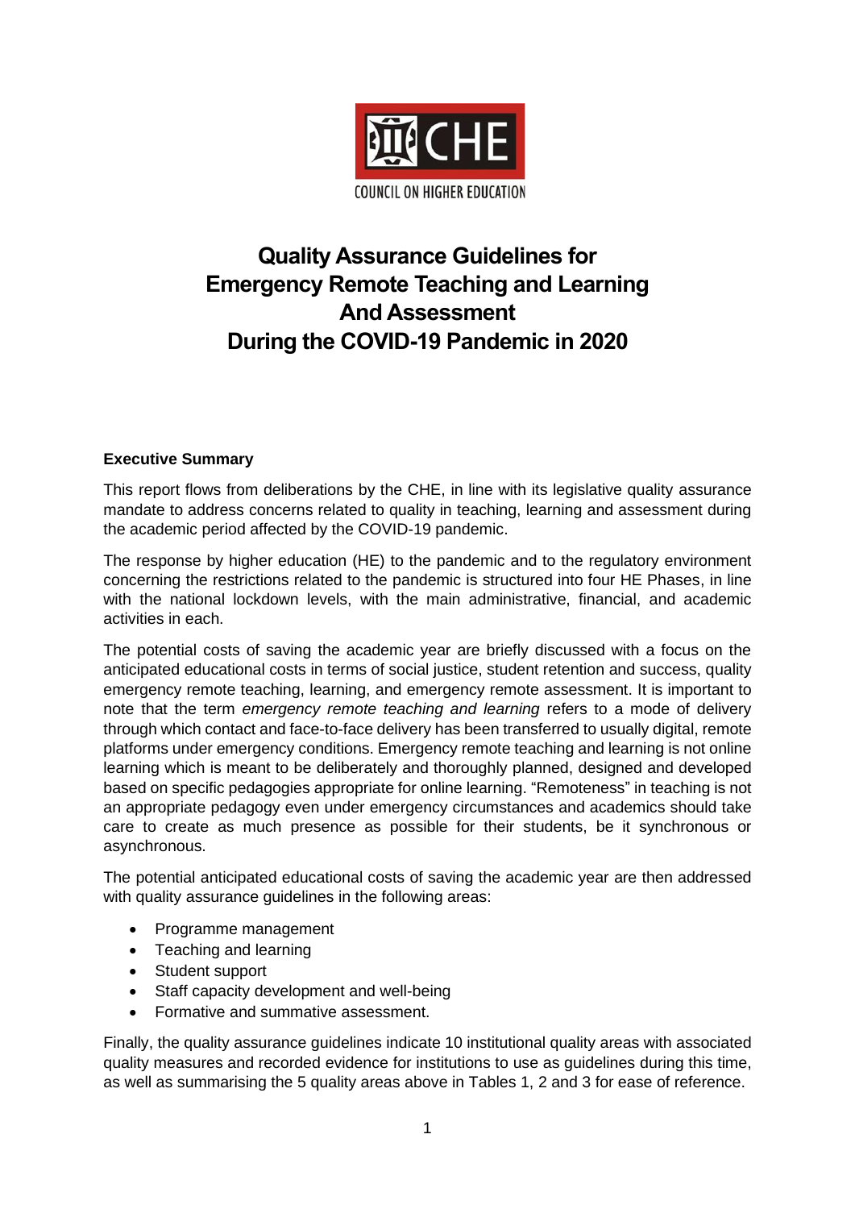CHE

COUNCIL ON HIGHER EDUCATION

# Quality Assurance Guidelines for Emergency Remote Teaching and Learning And Assessment During the COVID-19 Pandemic in 2020

**Executive Summary**

This report flows from deliberations by the CHE, in line with its legislative quality assurance mandate to address concerns related to quality in teaching, learning and assessment during the academic period affected by the COVID-19 pandemic.

The response by higher education (HE) to the pandemic and to the regulatory environment concerning the restrictions related to the pandemic is structured into four HE Phases, in line with the national lockdown levels, with the main administrative, financial, and academic activities in each.

The potential costs of saving the academic year are briefly discussed with a focus on the anticipated educational costs in terms of social justice, student retention and success, quality emergency remote teaching, learning, and emergency remote assessment. It is important to note that the term *emergency remote teaching and learning* refers to a mode of delivery through which contact and face-to-face delivery has been transferred to usually digital, remote platforms under emergency conditions. Emergency remote teaching and learning is not online learning which is meant to be deliberately and thoroughly planned, designed and developed based on specific pedagogies appropriate for online learning. "Remoteness" in teaching is not an appropriate pedagogy even under emergency circumstances and academics should take care to create as much presence as possible for their students, be it synchronous or asynchronous.

The potential anticipated educational costs of saving the academic year are then addressed with quality assurance guidelines in the following areas:

- Programme management
- Teaching and learning
- Student support
- Staff capacity development and well-being
- Formative and summative assessment.

Finally, the quality assurance guidelines indicate 10 institutional quality areas with associated quality measures and recorded evidence for institutions to use as guidelines during this time, as well as summarising the 5 quality areas above in Tables 1, 2 and 3 for ease of reference.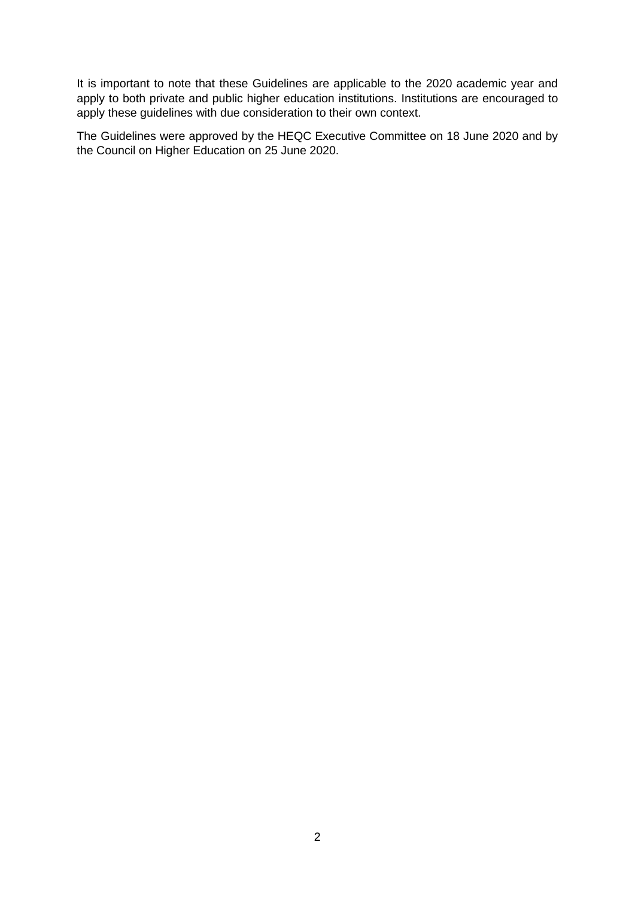It is important to note that these Guidelines are applicable to the 2020 academic year and apply to both private and public higher education institutions. Institutions are encouraged to apply these guidelines with due consideration to their own context.

The Guidelines were approved by the HEQC Executive Committee on 18 June 2020 and by the Council on Higher Education on 25 June 2020.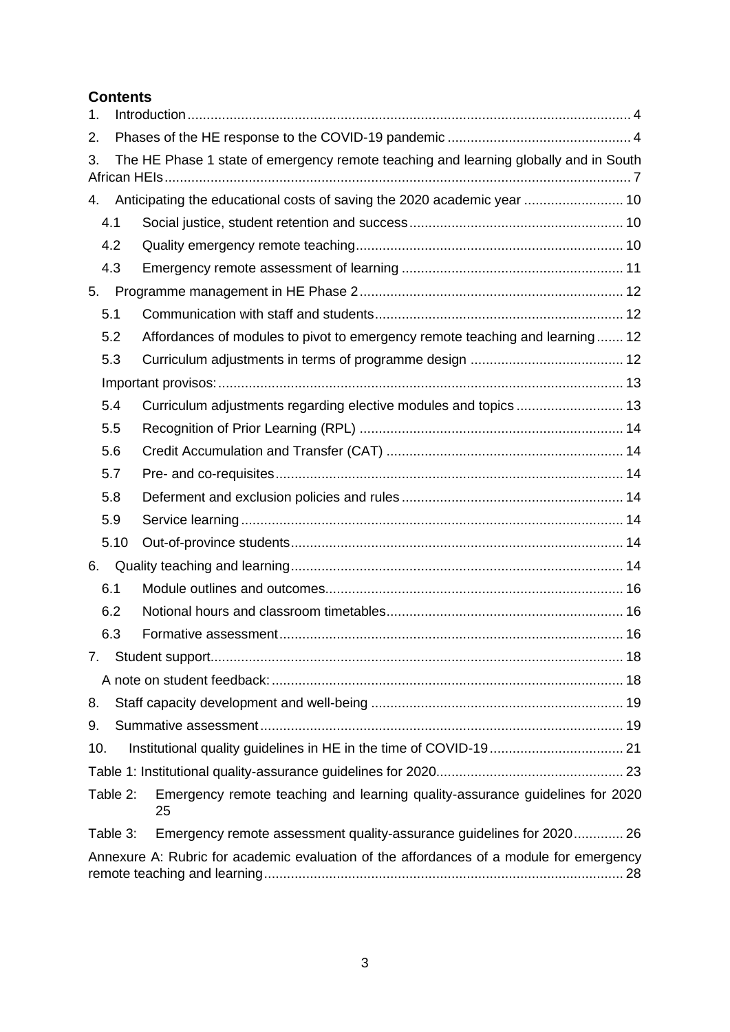## Contents

1. Introduction ... 4
2. Phases of the HE response to the COVID-19 pandemic ... 4
3. The HE Phase 1 state of emergency remote teaching and learning globally and in South African HEIs ... 7
4. Anticipating the educational costs of saving the 2020 academic year ... 10
   - 4.1 Social justice, student retention and success ... 10
   - 4.2 Quality emergency remote teaching ... 10
   - 4.3 Emergency remote assessment of learning ... 11
5. Programme management in HE Phase 2 ... 12
   - 5.1 Communication with staff and students ... 12
   - 5.2 Affordances of modules to pivot to emergency remote teaching and learning ... 12
   - 5.3 Curriculum adjustments in terms of programme design ... 12
   - Important provisos: ... 13
   - 5.4 Curriculum adjustments regarding elective modules and topics ... 13
   - 5.5 Recognition of Prior Learning (RPL) ... 14
   - 5.6 Credit Accumulation and Transfer (CAT) ... 14
   - 5.7 Pre- and co-requisites ... 14
   - 5.8 Deferment and exclusion policies and rules ... 14
   - 5.9 Service learning ... 14
   - 5.10 Out-of-province students ... 14
6. Quality teaching and learning ... 14
   - 6.1 Module outlines and outcomes ... 16
   - 6.2 Notional hours and classroom timetables ... 16
   - 6.3 Formative assessment ... 16
7. Student support ... 18
   - A note on student feedback: ... 18
8. Staff capacity development and well-being ... 19
9. Summative assessment ... 19
10. Institutional quality guidelines in HE in the time of COVID-19 ... 21

Table 1: Institutional quality-assurance guidelines for 2020 ... 23

Table 2: Emergency remote teaching and learning quality-assurance guidelines for 2020 ... 25

Table 3: Emergency remote assessment quality-assurance guidelines for 2020 ... 26

Annexure A: Rubric for academic evaluation of the affordances of a module for emergency remote teaching and learning ... 28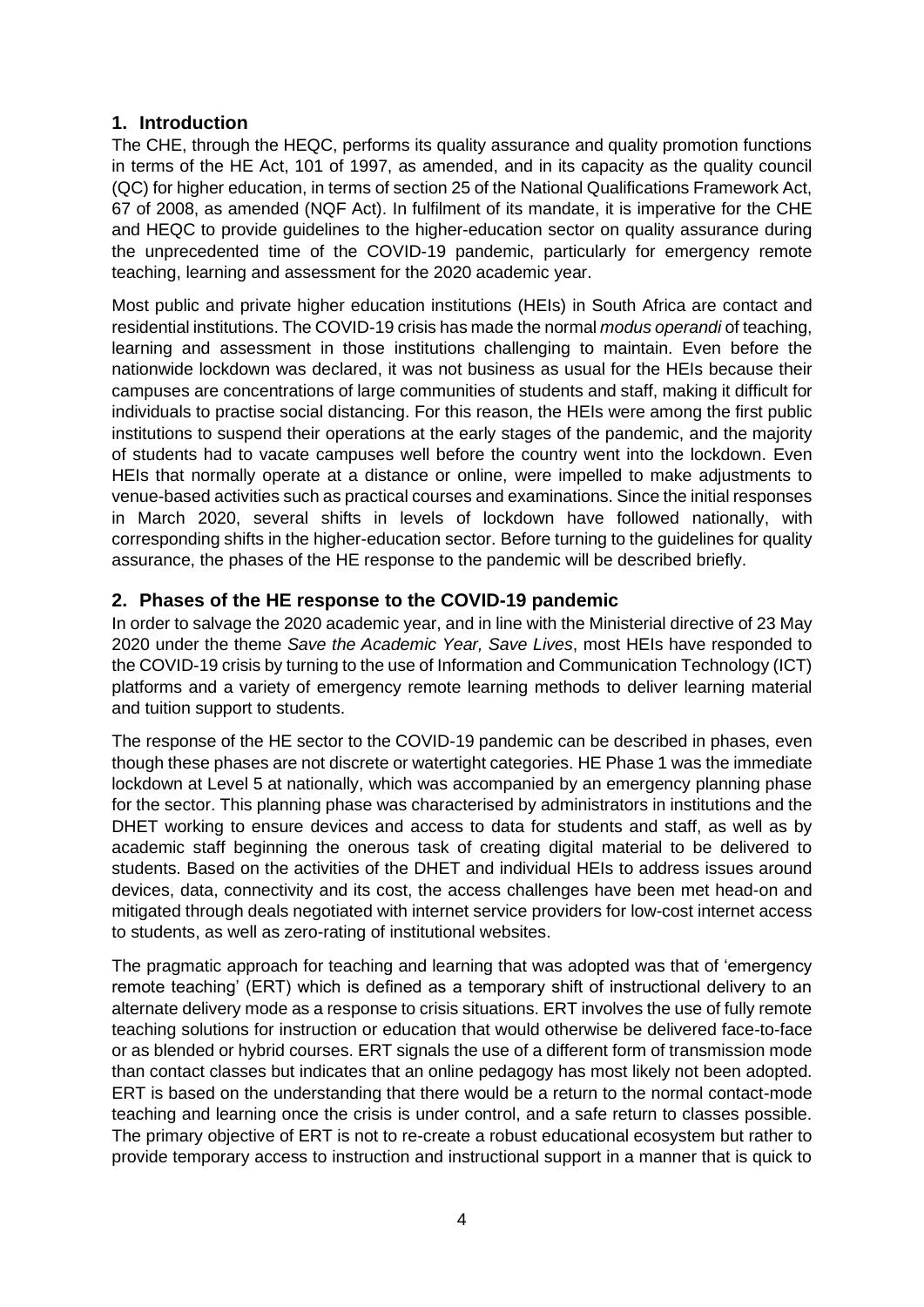## 1. Introduction

The CHE, through the HEQC, performs its quality assurance and quality promotion functions in terms of the HE Act, 101 of 1997, as amended, and in its capacity as the quality council (QC) for higher education, in terms of section 25 of the National Qualifications Framework Act, 67 of 2008, as amended (NQF Act). In fulfilment of its mandate, it is imperative for the CHE and HEQC to provide guidelines to the higher-education sector on quality assurance during the unprecedented time of the COVID-19 pandemic, particularly for emergency remote teaching, learning and assessment for the 2020 academic year.

Most public and private higher education institutions (HEIs) in South Africa are contact and residential institutions. The COVID-19 crisis has made the normal *modus operandi* of teaching, learning and assessment in those institutions challenging to maintain. Even before the nationwide lockdown was declared, it was not business as usual for the HEIs because their campuses are concentrations of large communities of students and staff, making it difficult for individuals to practise social distancing. For this reason, the HEIs were among the first public institutions to suspend their operations at the early stages of the pandemic, and the majority of students had to vacate campuses well before the country went into the lockdown. Even HEIs that normally operate at a distance or online, were impelled to make adjustments to venue-based activities such as practical courses and examinations. Since the initial responses in March 2020, several shifts in levels of lockdown have followed nationally, with corresponding shifts in the higher-education sector. Before turning to the guidelines for quality assurance, the phases of the HE response to the pandemic will be described briefly.

## 2. Phases of the HE response to the COVID-19 pandemic

In order to salvage the 2020 academic year, and in line with the Ministerial directive of 23 May 2020 under the theme *Save the Academic Year, Save Lives*, most HEIs have responded to the COVID-19 crisis by turning to the use of Information and Communication Technology (ICT) platforms and a variety of emergency remote learning methods to deliver learning material and tuition support to students.

The response of the HE sector to the COVID-19 pandemic can be described in phases, even though these phases are not discrete or watertight categories. HE Phase 1 was the immediate lockdown at Level 5 at nationally, which was accompanied by an emergency planning phase for the sector. This planning phase was characterised by administrators in institutions and the DHET working to ensure devices and access to data for students and staff, as well as by academic staff beginning the onerous task of creating digital material to be delivered to students. Based on the activities of the DHET and individual HEIs to address issues around devices, data, connectivity and its cost, the access challenges have been met head-on and mitigated through deals negotiated with internet service providers for low-cost internet access to students, as well as zero-rating of institutional websites.

The pragmatic approach for teaching and learning that was adopted was that of 'emergency remote teaching' (ERT) which is defined as a temporary shift of instructional delivery to an alternate delivery mode as a response to crisis situations. ERT involves the use of fully remote teaching solutions for instruction or education that would otherwise be delivered face-to-face or as blended or hybrid courses. ERT signals the use of a different form of transmission mode than contact classes but indicates that an online pedagogy has most likely not been adopted. ERT is based on the understanding that there would be a return to the normal contact-mode teaching and learning once the crisis is under control, and a safe return to classes possible. The primary objective of ERT is not to re-create a robust educational ecosystem but rather to provide temporary access to instruction and instructional support in a manner that is quick to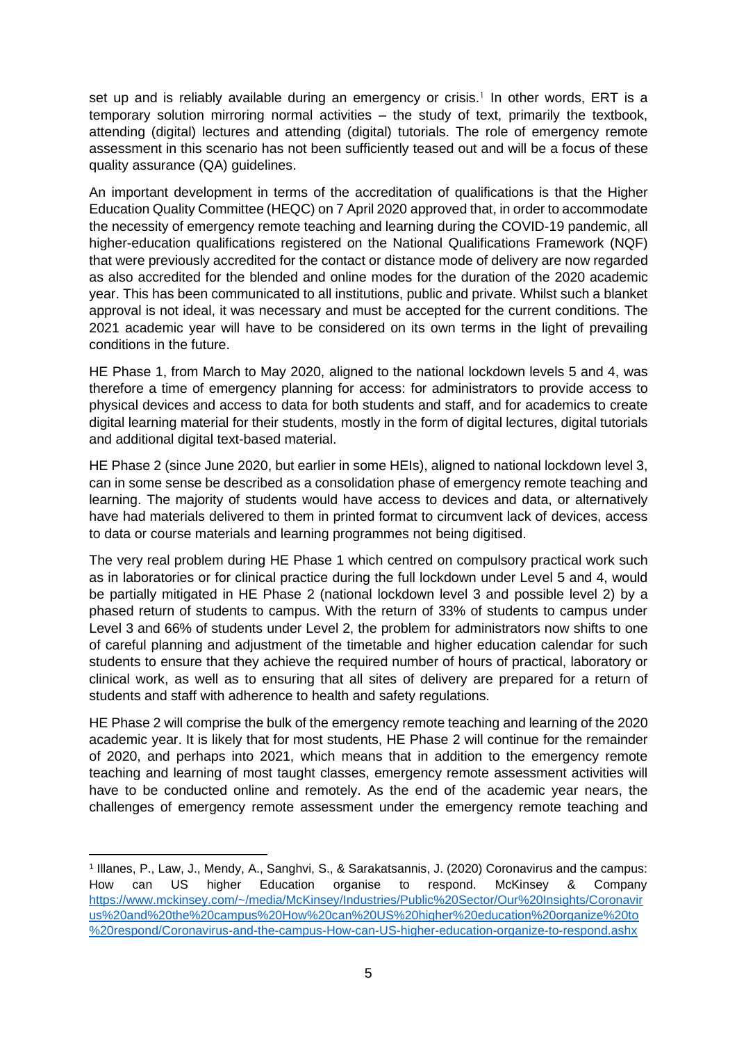set up and is reliably available during an emergency or crisis.[1] In other words, ERT is a temporary solution mirroring normal activities – the study of text, primarily the textbook, attending (digital) lectures and attending (digital) tutorials. The role of emergency remote assessment in this scenario has not been sufficiently teased out and will be a focus of these quality assurance (QA) guidelines.

An important development in terms of the accreditation of qualifications is that the Higher Education Quality Committee (HEQC) on 7 April 2020 approved that, in order to accommodate the necessity of emergency remote teaching and learning during the COVID-19 pandemic, all higher-education qualifications registered on the National Qualifications Framework (NQF) that were previously accredited for the contact or distance mode of delivery are now regarded as also accredited for the blended and online modes for the duration of the 2020 academic year. This has been communicated to all institutions, public and private. Whilst such a blanket approval is not ideal, it was necessary and must be accepted for the current conditions. The 2021 academic year will have to be considered on its own terms in the light of prevailing conditions in the future.

HE Phase 1, from March to May 2020, aligned to the national lockdown levels 5 and 4, was therefore a time of emergency planning for access: for administrators to provide access to physical devices and access to data for both students and staff, and for academics to create digital learning material for their students, mostly in the form of digital lectures, digital tutorials and additional digital text-based material.

HE Phase 2 (since June 2020, but earlier in some HEIs), aligned to national lockdown level 3, can in some sense be described as a consolidation phase of emergency remote teaching and learning. The majority of students would have access to devices and data, or alternatively have had materials delivered to them in printed format to circumvent lack of devices, access to data or course materials and learning programmes not being digitised.

The very real problem during HE Phase 1 which centred on compulsory practical work such as in laboratories or for clinical practice during the full lockdown under Level 5 and 4, would be partially mitigated in HE Phase 2 (national lockdown level 3 and possible level 2) by a phased return of students to campus. With the return of 33% of students to campus under Level 3 and 66% of students under Level 2, the problem for administrators now shifts to one of careful planning and adjustment of the timetable and higher education calendar for such students to ensure that they achieve the required number of hours of practical, laboratory or clinical work, as well as to ensuring that all sites of delivery are prepared for a return of students and staff with adherence to health and safety regulations.

HE Phase 2 will comprise the bulk of the emergency remote teaching and learning of the 2020 academic year. It is likely that for most students, HE Phase 2 will continue for the remainder of 2020, and perhaps into 2021, which means that in addition to the emergency remote teaching and learning of most taught classes, emergency remote assessment activities will have to be conducted online and remotely. As the end of the academic year nears, the challenges of emergency remote assessment under the emergency remote teaching and

---

[1] Illanes, P., Law, J., Mendy, A., Sanghvi, S., & Sarakatsannis, J. (2020) Coronavirus and the campus: How can US higher Education organise to respond. McKinsey & Company https://www.mckinsey.com/~/media/McKinsey/Industries/Public%20Sector/Our%20Insights/Coronavirus%20and%20the%20campus%20How%20can%20US%20higher%20education%20organize%20to%20respond/Coronavirus-and-the-campus-How-can-US-higher-education-organize-to-respond.ashx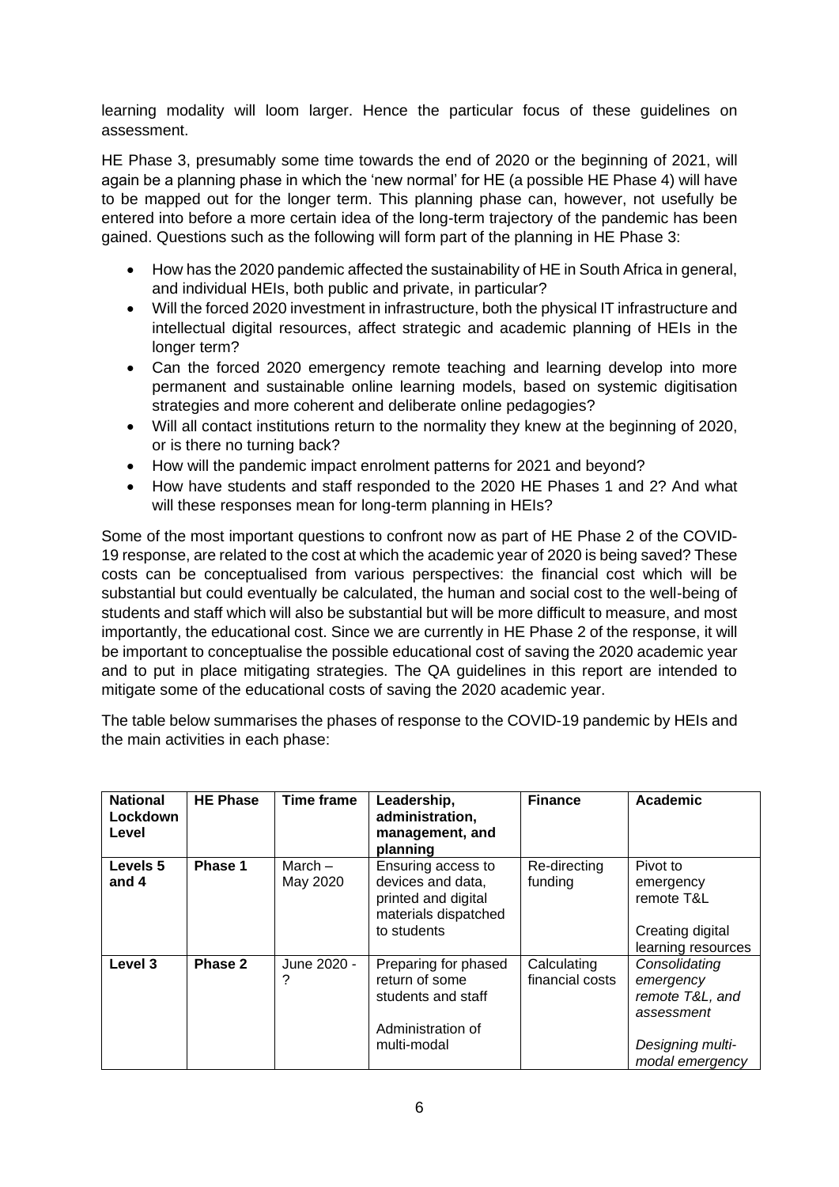learning modality will loom larger. Hence the particular focus of these guidelines on assessment.

HE Phase 3, presumably some time towards the end of 2020 or the beginning of 2021, will again be a planning phase in which the 'new normal' for HE (a possible HE Phase 4) will have to be mapped out for the longer term. This planning phase can, however, not usefully be entered into before a more certain idea of the long-term trajectory of the pandemic has been gained. Questions such as the following will form part of the planning in HE Phase 3:

- How has the 2020 pandemic affected the sustainability of HE in South Africa in general, and individual HEIs, both public and private, in particular?
- Will the forced 2020 investment in infrastructure, both the physical IT infrastructure and intellectual digital resources, affect strategic and academic planning of HEIs in the longer term?
- Can the forced 2020 emergency remote teaching and learning develop into more permanent and sustainable online learning models, based on systemic digitisation strategies and more coherent and deliberate online pedagogies?
- Will all contact institutions return to the normality they knew at the beginning of 2020, or is there no turning back?
- How will the pandemic impact enrolment patterns for 2021 and beyond?
- How have students and staff responded to the 2020 HE Phases 1 and 2? And what will these responses mean for long-term planning in HEIs?

Some of the most important questions to confront now as part of HE Phase 2 of the COVID-19 response, are related to the cost at which the academic year of 2020 is being saved? These costs can be conceptualised from various perspectives: the financial cost which will be substantial but could eventually be calculated, the human and social cost to the well-being of students and staff which will also be substantial but will be more difficult to measure, and most importantly, the educational cost. Since we are currently in HE Phase 2 of the response, it will be important to conceptualise the possible educational cost of saving the 2020 academic year and to put in place mitigating strategies. The QA guidelines in this report are intended to mitigate some of the educational costs of saving the 2020 academic year.

The table below summarises the phases of response to the COVID-19 pandemic by HEIs and the main activities in each phase:

| National Lockdown Level | HE Phase | Time frame | Leadership, administration, management, and planning | Finance | Academic |
|---|---|---|---|---|---|
| Levels 5 and 4 | Phase 1 | March – May 2020 | Ensuring access to devices and data, printed and digital materials dispatched to students | Re-directing funding | Pivot to emergency remote T&L<br><br>Creating digital learning resources |
| Level 3 | Phase 2 | June 2020 - ? | Preparing for phased return of some students and staff<br><br>Administration of multi-modal | Calculating financial costs | *Consolidating emergency remote T&L, and assessment*<br><br>*Designing multi-modal emergency* |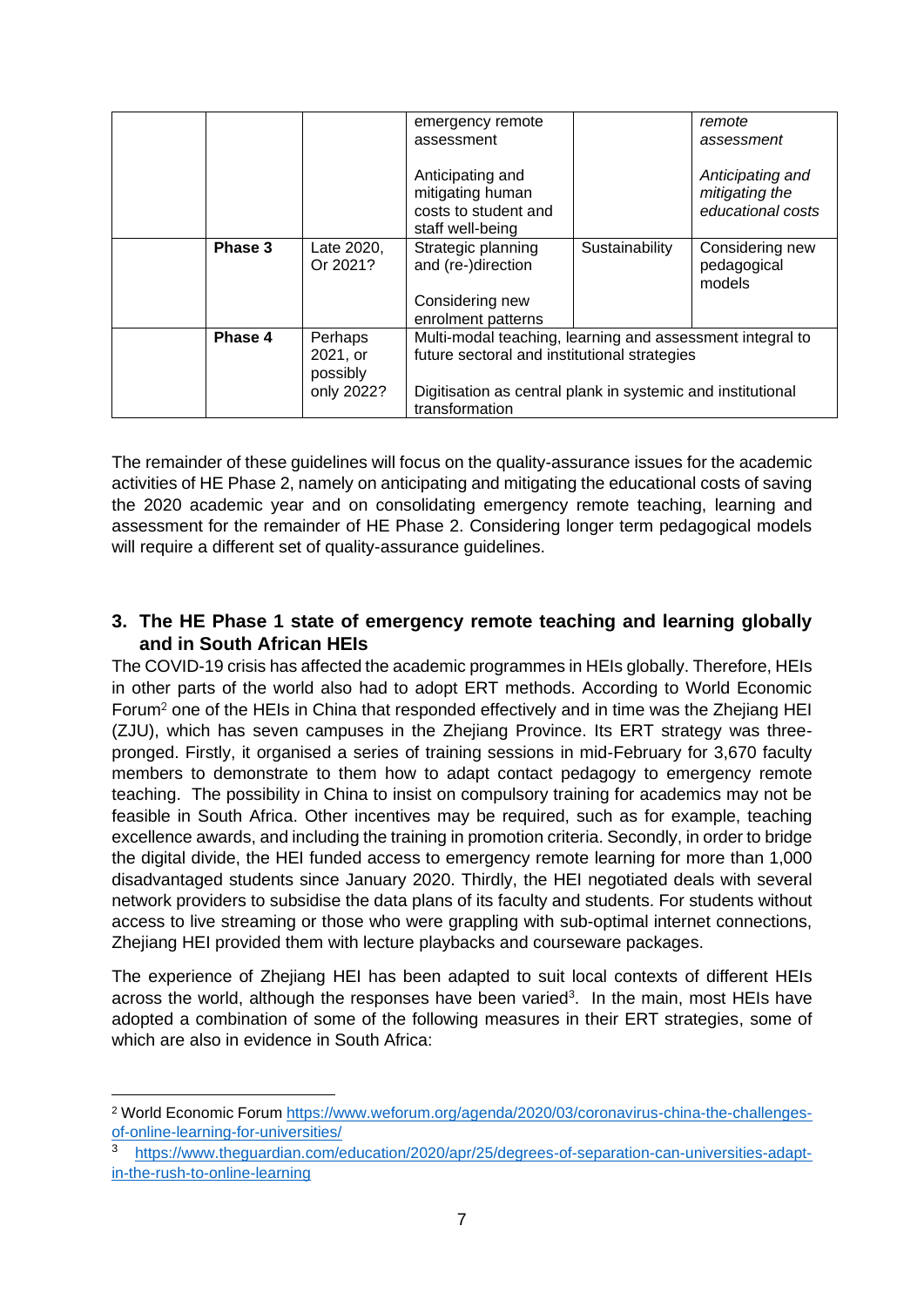| | | | | |
|---|---|---|---|---|
| | | emergency remote assessment<br><br>Anticipating and mitigating human costs to student and staff well-being | | *remote assessment*<br><br>*Anticipating and mitigating the educational costs* |
| **Phase 3** | Late 2020, Or 2021? | Strategic planning and (re-)direction<br><br>Considering new enrolment patterns | Sustainability | Considering new pedagogical models |
| **Phase 4** | Perhaps 2021, or possibly only 2022? | Multi-modal teaching, learning and assessment integral to future sectoral and institutional strategies<br><br>Digitisation as central plank in systemic and institutional transformation | | |

The remainder of these guidelines will focus on the quality-assurance issues for the academic activities of HE Phase 2, namely on anticipating and mitigating the educational costs of saving the 2020 academic year and on consolidating emergency remote teaching, learning and assessment for the remainder of HE Phase 2. Considering longer term pedagogical models will require a different set of quality-assurance guidelines.

## 3. The HE Phase 1 state of emergency remote teaching and learning globally and in South African HEIs

The COVID-19 crisis has affected the academic programmes in HEIs globally. Therefore, HEIs in other parts of the world also had to adopt ERT methods. According to World Economic Forum[2] one of the HEIs in China that responded effectively and in time was the Zhejiang HEI (ZJU), which has seven campuses in the Zhejiang Province. Its ERT strategy was three-pronged. Firstly, it organised a series of training sessions in mid-February for 3,670 faculty members to demonstrate to them how to adapt contact pedagogy to emergency remote teaching. The possibility in China to insist on compulsory training for academics may not be feasible in South Africa. Other incentives may be required, such as for example, teaching excellence awards, and including the training in promotion criteria. Secondly, in order to bridge the digital divide, the HEI funded access to emergency remote learning for more than 1,000 disadvantaged students since January 2020. Thirdly, the HEI negotiated deals with several network providers to subsidise the data plans of its faculty and students. For students without access to live streaming or those who were grappling with sub-optimal internet connections, Zhejiang HEI provided them with lecture playbacks and courseware packages.

The experience of Zhejiang HEI has been adapted to suit local contexts of different HEIs across the world, although the responses have been varied[3]. In the main, most HEIs have adopted a combination of some of the following measures in their ERT strategies, some of which are also in evidence in South Africa:

---

[2] World Economic Forum https://www.weforum.org/agenda/2020/03/coronavirus-china-the-challenges-of-online-learning-for-universities/

[3] https://www.theguardian.com/education/2020/apr/25/degrees-of-separation-can-universities-adapt-in-the-rush-to-online-learning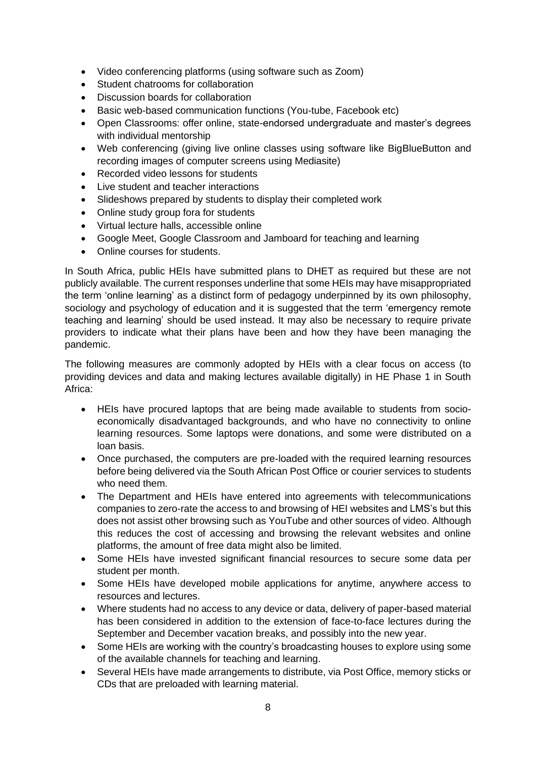- Video conferencing platforms (using software such as Zoom)
- Student chatrooms for collaboration
- Discussion boards for collaboration
- Basic web-based communication functions (You-tube, Facebook etc)
- Open Classrooms: offer online, state-endorsed undergraduate and master's degrees with individual mentorship
- Web conferencing (giving live online classes using software like BigBlueButton and recording images of computer screens using Mediasite)
- Recorded video lessons for students
- Live student and teacher interactions
- Slideshows prepared by students to display their completed work
- Online study group fora for students
- Virtual lecture halls, accessible online
- Google Meet, Google Classroom and Jamboard for teaching and learning
- Online courses for students.

In South Africa, public HEIs have submitted plans to DHET as required but these are not publicly available. The current responses underline that some HEIs may have misappropriated the term 'online learning' as a distinct form of pedagogy underpinned by its own philosophy, sociology and psychology of education and it is suggested that the term 'emergency remote teaching and learning' should be used instead. It may also be necessary to require private providers to indicate what their plans have been and how they have been managing the pandemic.

The following measures are commonly adopted by HEIs with a clear focus on access (to providing devices and data and making lectures available digitally) in HE Phase 1 in South Africa:

- HEIs have procured laptops that are being made available to students from socio-economically disadvantaged backgrounds, and who have no connectivity to online learning resources. Some laptops were donations, and some were distributed on a loan basis.
- Once purchased, the computers are pre-loaded with the required learning resources before being delivered via the South African Post Office or courier services to students who need them.
- The Department and HEIs have entered into agreements with telecommunications companies to zero-rate the access to and browsing of HEI websites and LMS's but this does not assist other browsing such as YouTube and other sources of video. Although this reduces the cost of accessing and browsing the relevant websites and online platforms, the amount of free data might also be limited.
- Some HEIs have invested significant financial resources to secure some data per student per month.
- Some HEIs have developed mobile applications for anytime, anywhere access to resources and lectures.
- Where students had no access to any device or data, delivery of paper-based material has been considered in addition to the extension of face-to-face lectures during the September and December vacation breaks, and possibly into the new year.
- Some HEIs are working with the country's broadcasting houses to explore using some of the available channels for teaching and learning.
- Several HEIs have made arrangements to distribute, via Post Office, memory sticks or CDs that are preloaded with learning material.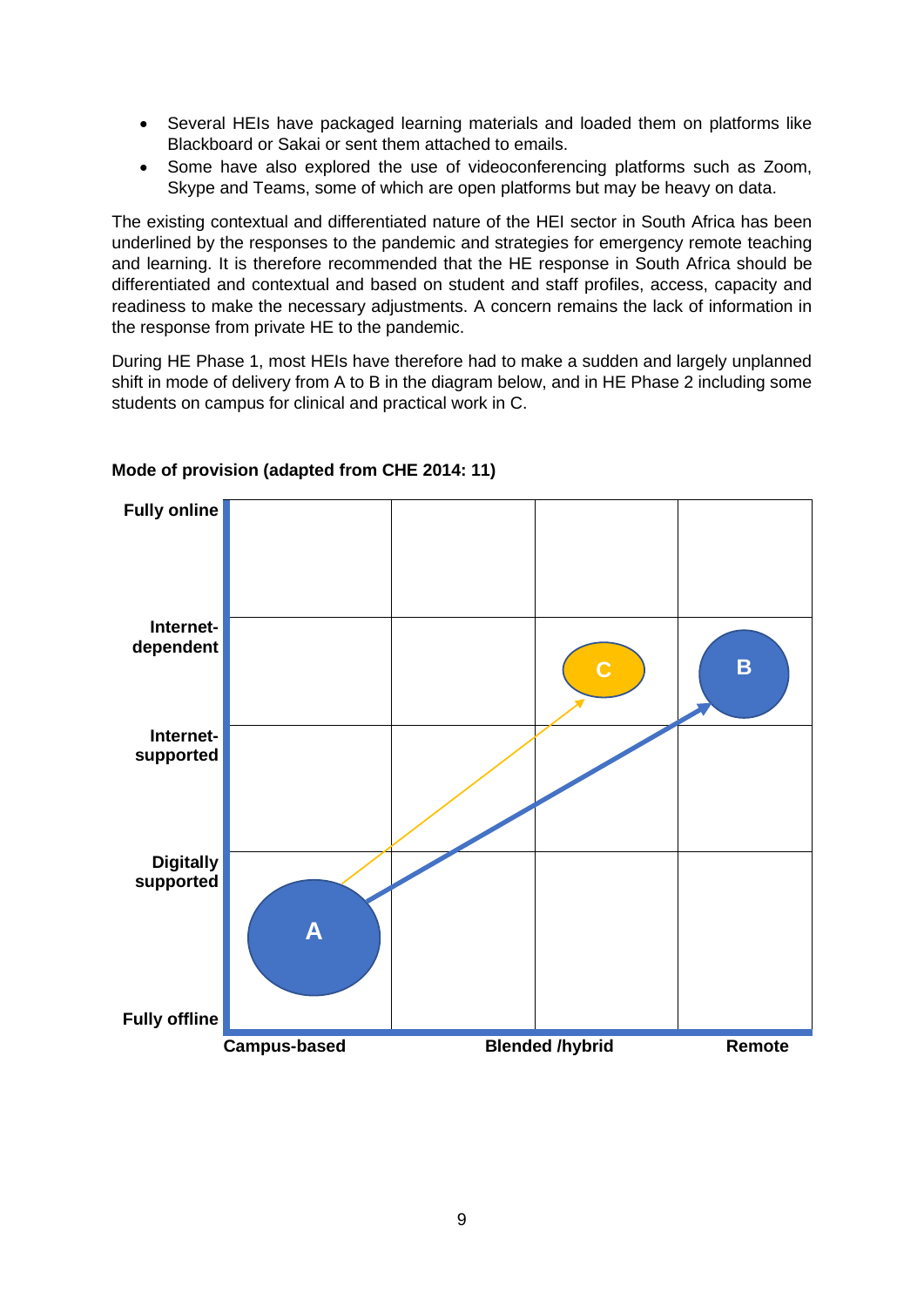- Several HEIs have packaged learning materials and loaded them on platforms like Blackboard or Sakai or sent them attached to emails.
- Some have also explored the use of videoconferencing platforms such as Zoom, Skype and Teams, some of which are open platforms but may be heavy on data.

The existing contextual and differentiated nature of the HEI sector in South Africa has been underlined by the responses to the pandemic and strategies for emergency remote teaching and learning. It is therefore recommended that the HE response in South Africa should be differentiated and contextual and based on student and staff profiles, access, capacity and readiness to make the necessary adjustments. A concern remains the lack of information in the response from private HE to the pandemic.

During HE Phase 1, most HEIs have therefore had to make a sudden and largely unplanned shift in mode of delivery from A to B in the diagram below, and in HE Phase 2 including some students on campus for clinical and practical work in C.

**Mode of provision (adapted from CHE 2014: 11)**

Fully online

Internet-dependent

Internet-supported

Digitally supported

Fully offline

Campus-based | Blended /hybrid | Remote

A

B

C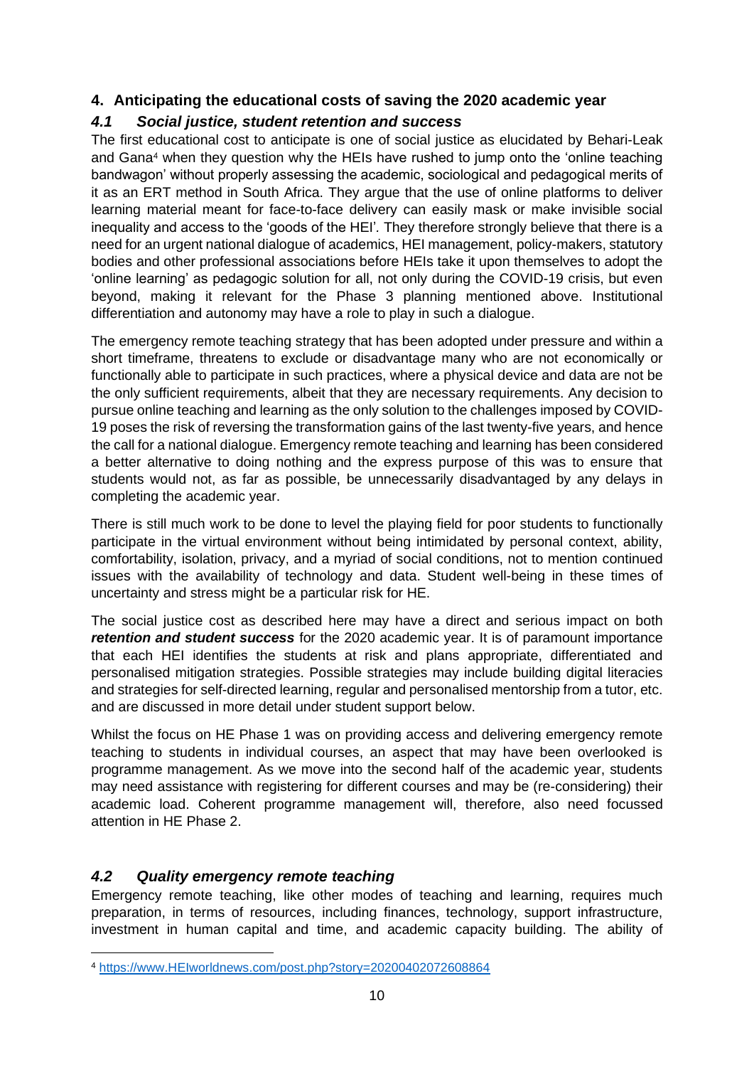## 4. Anticipating the educational costs of saving the 2020 academic year

### *4.1 Social justice, student retention and success*

The first educational cost to anticipate is one of social justice as elucidated by Behari-Leak and Gana[4] when they question why the HEIs have rushed to jump onto the 'online teaching bandwagon' without properly assessing the academic, sociological and pedagogical merits of it as an ERT method in South Africa. They argue that the use of online platforms to deliver learning material meant for face-to-face delivery can easily mask or make invisible social inequality and access to the 'goods of the HEI'. They therefore strongly believe that there is a need for an urgent national dialogue of academics, HEI management, policy-makers, statutory bodies and other professional associations before HEIs take it upon themselves to adopt the 'online learning' as pedagogic solution for all, not only during the COVID-19 crisis, but even beyond, making it relevant for the Phase 3 planning mentioned above. Institutional differentiation and autonomy may have a role to play in such a dialogue.

The emergency remote teaching strategy that has been adopted under pressure and within a short timeframe, threatens to exclude or disadvantage many who are not economically or functionally able to participate in such practices, where a physical device and data are not be the only sufficient requirements, albeit that they are necessary requirements. Any decision to pursue online teaching and learning as the only solution to the challenges imposed by COVID-19 poses the risk of reversing the transformation gains of the last twenty-five years, and hence the call for a national dialogue. Emergency remote teaching and learning has been considered a better alternative to doing nothing and the express purpose of this was to ensure that students would not, as far as possible, be unnecessarily disadvantaged by any delays in completing the academic year.

There is still much work to be done to level the playing field for poor students to functionally participate in the virtual environment without being intimidated by personal context, ability, comfortability, isolation, privacy, and a myriad of social conditions, not to mention continued issues with the availability of technology and data. Student well-being in these times of uncertainty and stress might be a particular risk for HE.

The social justice cost as described here may have a direct and serious impact on both ***retention and student success*** for the 2020 academic year. It is of paramount importance that each HEI identifies the students at risk and plans appropriate, differentiated and personalised mitigation strategies. Possible strategies may include building digital literacies and strategies for self-directed learning, regular and personalised mentorship from a tutor, etc. and are discussed in more detail under student support below.

Whilst the focus on HE Phase 1 was on providing access and delivering emergency remote teaching to students in individual courses, an aspect that may have been overlooked is programme management. As we move into the second half of the academic year, students may need assistance with registering for different courses and may be (re-considering) their academic load. Coherent programme management will, therefore, also need focussed attention in HE Phase 2.

### *4.2 Quality emergency remote teaching*

Emergency remote teaching, like other modes of teaching and learning, requires much preparation, in terms of resources, including finances, technology, support infrastructure, investment in human capital and time, and academic capacity building. The ability of

[4] https://www.HEIworldnews.com/post.php?story=20200402072608864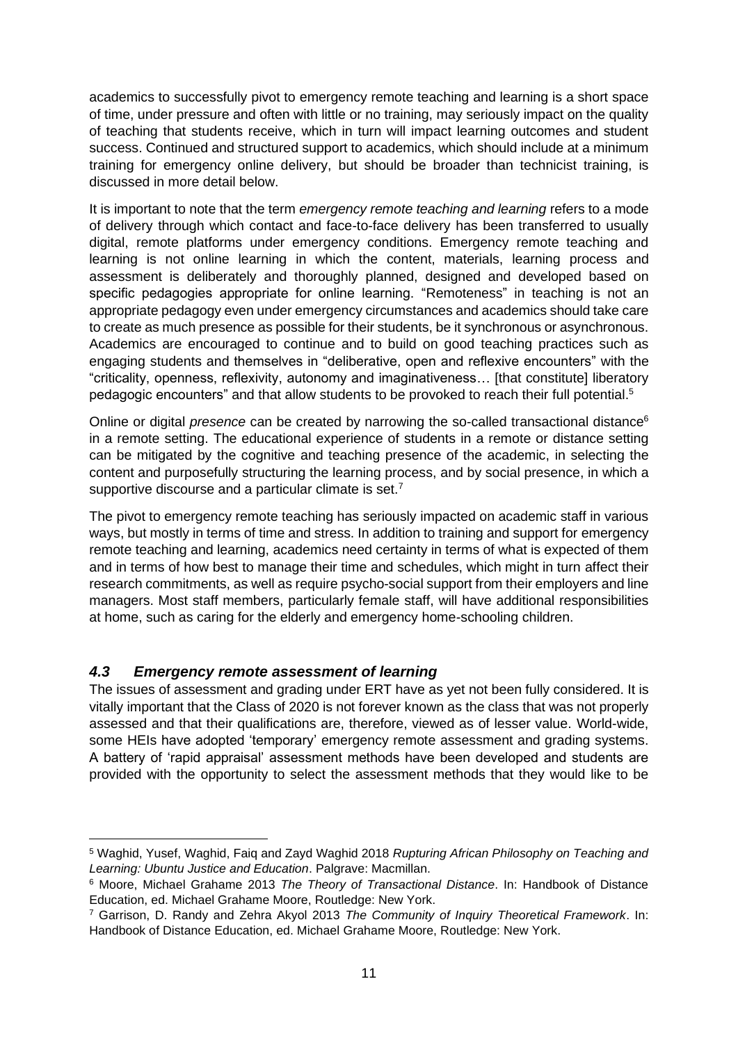academics to successfully pivot to emergency remote teaching and learning is a short space of time, under pressure and often with little or no training, may seriously impact on the quality of teaching that students receive, which in turn will impact learning outcomes and student success. Continued and structured support to academics, which should include at a minimum training for emergency online delivery, but should be broader than technicist training, is discussed in more detail below.

It is important to note that the term *emergency remote teaching and learning* refers to a mode of delivery through which contact and face-to-face delivery has been transferred to usually digital, remote platforms under emergency conditions. Emergency remote teaching and learning is not online learning in which the content, materials, learning process and assessment is deliberately and thoroughly planned, designed and developed based on specific pedagogies appropriate for online learning. "Remoteness" in teaching is not an appropriate pedagogy even under emergency circumstances and academics should take care to create as much presence as possible for their students, be it synchronous or asynchronous. Academics are encouraged to continue and to build on good teaching practices such as engaging students and themselves in "deliberative, open and reflexive encounters" with the "criticality, openness, reflexivity, autonomy and imaginativeness… [that constitute] liberatory pedagogic encounters" and that allow students to be provoked to reach their full potential.[5]

Online or digital *presence* can be created by narrowing the so-called transactional distance[6] in a remote setting. The educational experience of students in a remote or distance setting can be mitigated by the cognitive and teaching presence of the academic, in selecting the content and purposefully structuring the learning process, and by social presence, in which a supportive discourse and a particular climate is set.[7]

The pivot to emergency remote teaching has seriously impacted on academic staff in various ways, but mostly in terms of time and stress. In addition to training and support for emergency remote teaching and learning, academics need certainty in terms of what is expected of them and in terms of how best to manage their time and schedules, which might in turn affect their research commitments, as well as require psycho-social support from their employers and line managers. Most staff members, particularly female staff, will have additional responsibilities at home, such as caring for the elderly and emergency home-schooling children.

### *4.3 Emergency remote assessment of learning*

The issues of assessment and grading under ERT have as yet not been fully considered. It is vitally important that the Class of 2020 is not forever known as the class that was not properly assessed and that their qualifications are, therefore, viewed as of lesser value. World-wide, some HEIs have adopted 'temporary' emergency remote assessment and grading systems. A battery of 'rapid appraisal' assessment methods have been developed and students are provided with the opportunity to select the assessment methods that they would like to be

---

[5] Waghid, Yusef, Waghid, Faiq and Zayd Waghid 2018 *Rupturing African Philosophy on Teaching and Learning: Ubuntu Justice and Education*. Palgrave: Macmillan.

[6] Moore, Michael Grahame 2013 *The Theory of Transactional Distance*. In: Handbook of Distance Education, ed. Michael Grahame Moore, Routledge: New York.

[7] Garrison, D. Randy and Zehra Akyol 2013 *The Community of Inquiry Theoretical Framework*. In: Handbook of Distance Education, ed. Michael Grahame Moore, Routledge: New York.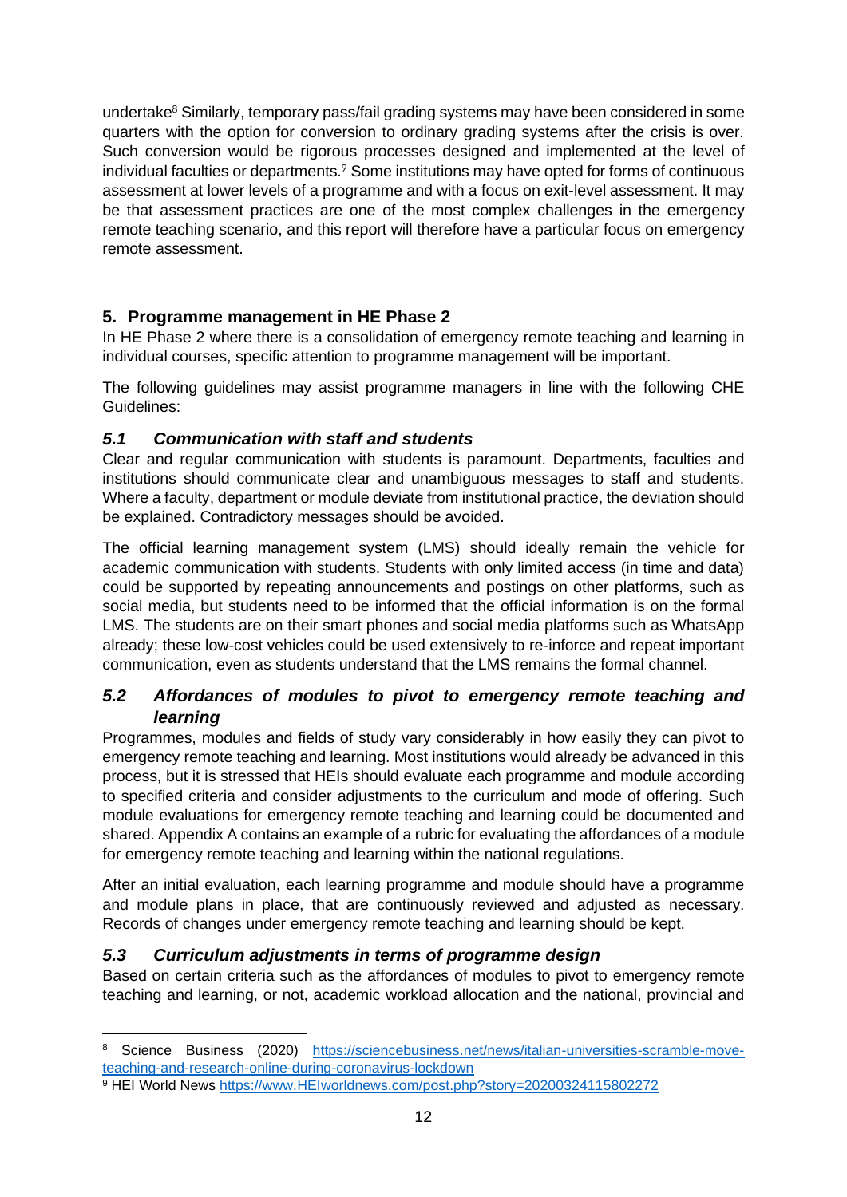undertake[8] Similarly, temporary pass/fail grading systems may have been considered in some quarters with the option for conversion to ordinary grading systems after the crisis is over. Such conversion would be rigorous processes designed and implemented at the level of individual faculties or departments.[9] Some institutions may have opted for forms of continuous assessment at lower levels of a programme and with a focus on exit-level assessment. It may be that assessment practices are one of the most complex challenges in the emergency remote teaching scenario, and this report will therefore have a particular focus on emergency remote assessment.

## 5. Programme management in HE Phase 2

In HE Phase 2 where there is a consolidation of emergency remote teaching and learning in individual courses, specific attention to programme management will be important.

The following guidelines may assist programme managers in line with the following CHE Guidelines:

### *5.1 Communication with staff and students*

Clear and regular communication with students is paramount. Departments, faculties and institutions should communicate clear and unambiguous messages to staff and students. Where a faculty, department or module deviate from institutional practice, the deviation should be explained. Contradictory messages should be avoided.

The official learning management system (LMS) should ideally remain the vehicle for academic communication with students. Students with only limited access (in time and data) could be supported by repeating announcements and postings on other platforms, such as social media, but students need to be informed that the official information is on the formal LMS. The students are on their smart phones and social media platforms such as WhatsApp already; these low-cost vehicles could be used extensively to re-inforce and repeat important communication, even as students understand that the LMS remains the formal channel.

### *5.2 Affordances of modules to pivot to emergency remote teaching and learning*

Programmes, modules and fields of study vary considerably in how easily they can pivot to emergency remote teaching and learning. Most institutions would already be advanced in this process, but it is stressed that HEIs should evaluate each programme and module according to specified criteria and consider adjustments to the curriculum and mode of offering. Such module evaluations for emergency remote teaching and learning could be documented and shared. Appendix A contains an example of a rubric for evaluating the affordances of a module for emergency remote teaching and learning within the national regulations.

After an initial evaluation, each learning programme and module should have a programme and module plans in place, that are continuously reviewed and adjusted as necessary. Records of changes under emergency remote teaching and learning should be kept.

### *5.3 Curriculum adjustments in terms of programme design*

Based on certain criteria such as the affordances of modules to pivot to emergency remote teaching and learning, or not, academic workload allocation and the national, provincial and

---

[8] Science Business (2020) https://sciencebusiness.net/news/italian-universities-scramble-move-teaching-and-research-online-during-coronavirus-lockdown

[9] HEI World News https://www.HEIworldnews.com/post.php?story=20200324115802272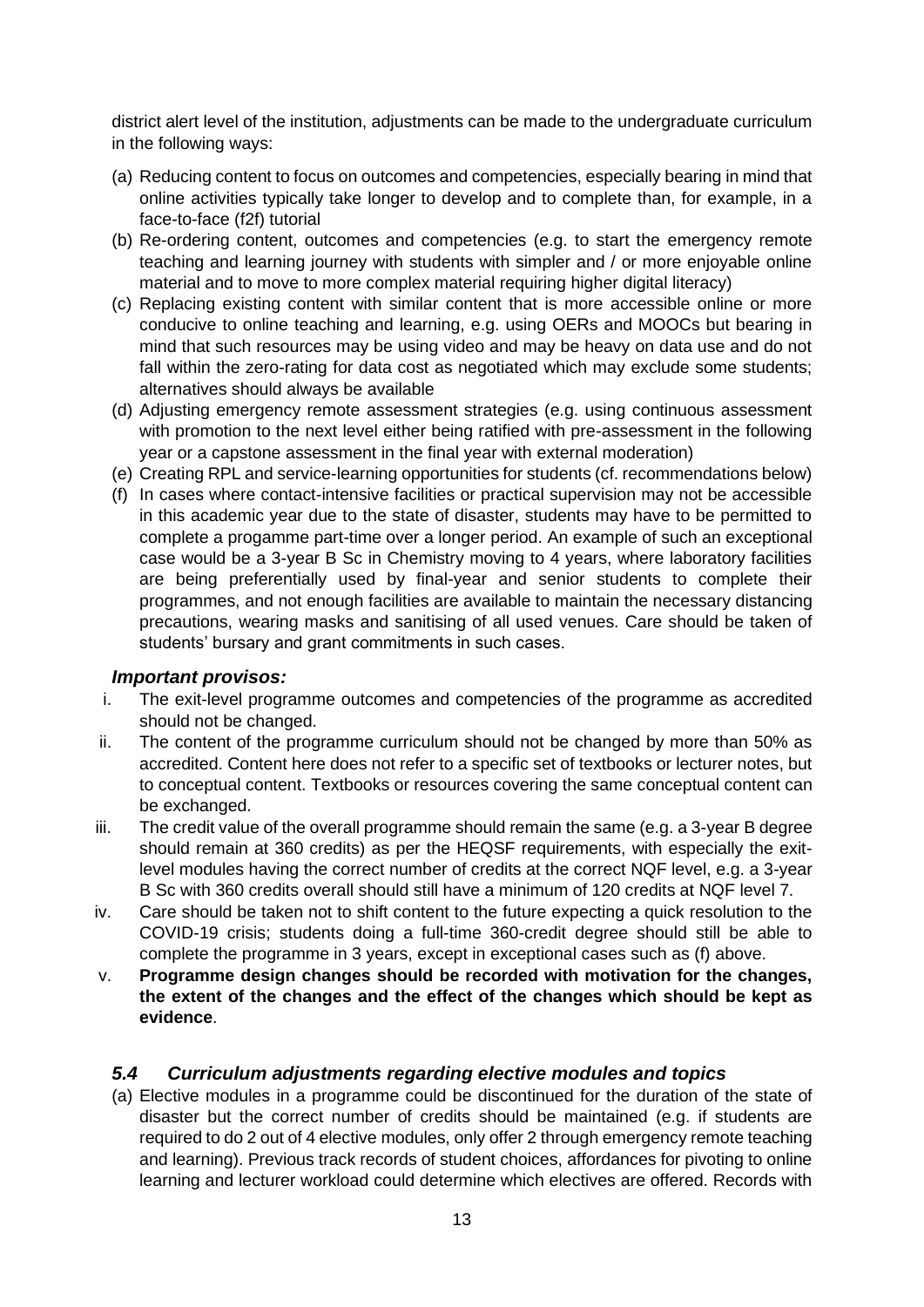district alert level of the institution, adjustments can be made to the undergraduate curriculum in the following ways:

(a) Reducing content to focus on outcomes and competencies, especially bearing in mind that online activities typically take longer to develop and to complete than, for example, in a face-to-face (f2f) tutorial
(b) Re-ordering content, outcomes and competencies (e.g. to start the emergency remote teaching and learning journey with students with simpler and / or more enjoyable online material and to move to more complex material requiring higher digital literacy)
(c) Replacing existing content with similar content that is more accessible online or more conducive to online teaching and learning, e.g. using OERs and MOOCs but bearing in mind that such resources may be using video and may be heavy on data use and do not fall within the zero-rating for data cost as negotiated which may exclude some students; alternatives should always be available
(d) Adjusting emergency remote assessment strategies (e.g. using continuous assessment with promotion to the next level either being ratified with pre-assessment in the following year or a capstone assessment in the final year with external moderation)
(e) Creating RPL and service-learning opportunities for students (cf. recommendations below)
(f) In cases where contact-intensive facilities or practical supervision may not be accessible in this academic year due to the state of disaster, students may have to be permitted to complete a progamme part-time over a longer period. An example of such an exceptional case would be a 3-year B Sc in Chemistry moving to 4 years, where laboratory facilities are being preferentially used by final-year and senior students to complete their programmes, and not enough facilities are available to maintain the necessary distancing precautions, wearing masks and sanitising of all used venues. Care should be taken of students' bursary and grant commitments in such cases.

***Important provisos:***

i. The exit-level programme outcomes and competencies of the programme as accredited should not be changed.
ii. The content of the programme curriculum should not be changed by more than 50% as accredited. Content here does not refer to a specific set of textbooks or lecturer notes, but to conceptual content. Textbooks or resources covering the same conceptual content can be exchanged.
iii. The credit value of the overall programme should remain the same (e.g. a 3-year B degree should remain at 360 credits) as per the HEQSF requirements, with especially the exit-level modules having the correct number of credits at the correct NQF level, e.g. a 3-year B Sc with 360 credits overall should still have a minimum of 120 credits at NQF level 7.
iv. Care should be taken not to shift content to the future expecting a quick resolution to the COVID-19 crisis; students doing a full-time 360-credit degree should still be able to complete the programme in 3 years, except in exceptional cases such as (f) above.
v. **Programme design changes should be recorded with motivation for the changes, the extent of the changes and the effect of the changes which should be kept as evidence**.

### *5.4 Curriculum adjustments regarding elective modules and topics*

(a) Elective modules in a programme could be discontinued for the duration of the state of disaster but the correct number of credits should be maintained (e.g. if students are required to do 2 out of 4 elective modules, only offer 2 through emergency remote teaching and learning). Previous track records of student choices, affordances for pivoting to online learning and lecturer workload could determine which electives are offered. Records with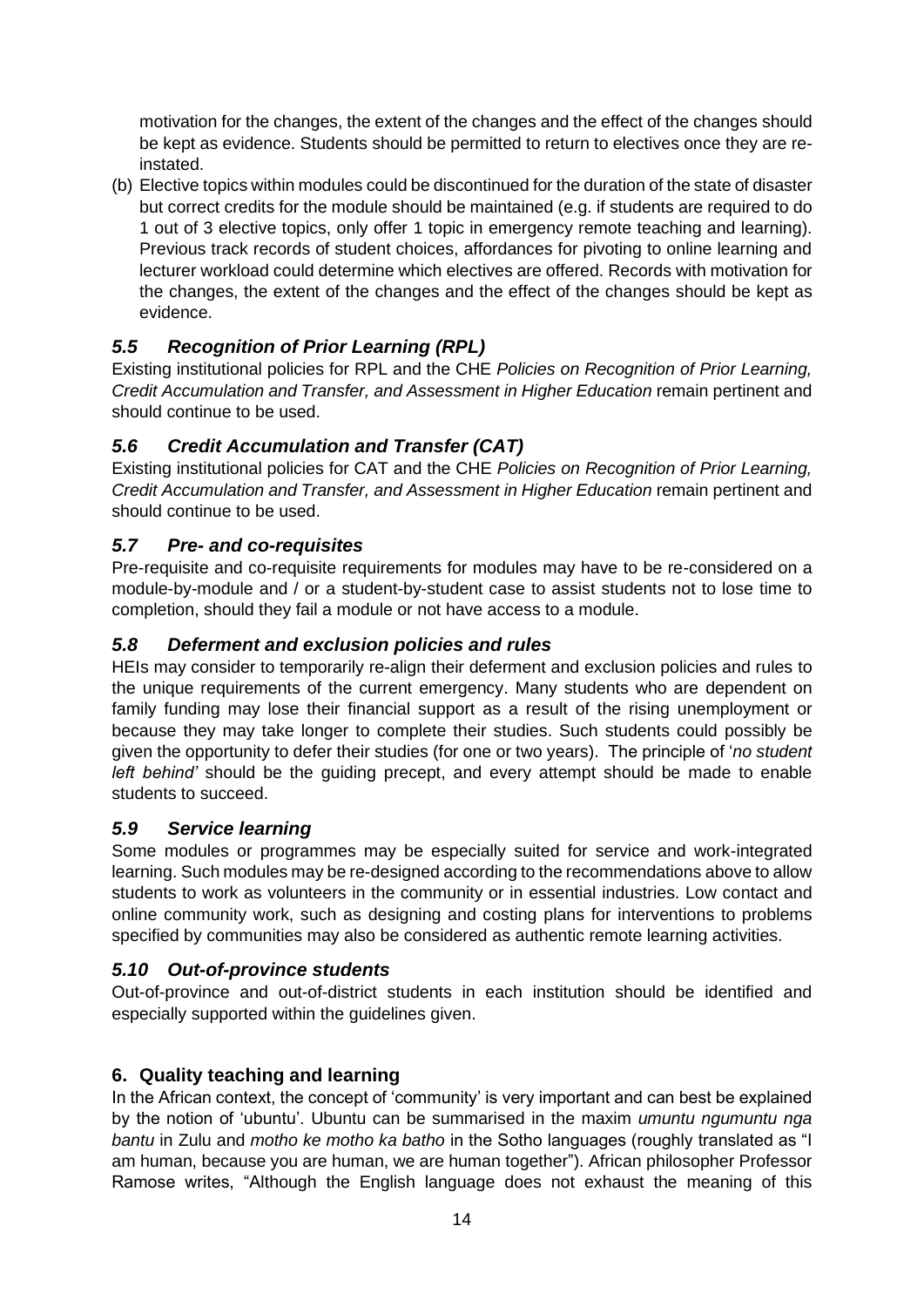motivation for the changes, the extent of the changes and the effect of the changes should be kept as evidence. Students should be permitted to return to electives once they are re-instated.

(b) Elective topics within modules could be discontinued for the duration of the state of disaster but correct credits for the module should be maintained (e.g. if students are required to do 1 out of 3 elective topics, only offer 1 topic in emergency remote teaching and learning). Previous track records of student choices, affordances for pivoting to online learning and lecturer workload could determine which electives are offered. Records with motivation for the changes, the extent of the changes and the effect of the changes should be kept as evidence.

### *5.5 Recognition of Prior Learning (RPL)*

Existing institutional policies for RPL and the CHE *Policies on Recognition of Prior Learning, Credit Accumulation and Transfer, and Assessment in Higher Education* remain pertinent and should continue to be used.

### *5.6 Credit Accumulation and Transfer (CAT)*

Existing institutional policies for CAT and the CHE *Policies on Recognition of Prior Learning, Credit Accumulation and Transfer, and Assessment in Higher Education* remain pertinent and should continue to be used.

### *5.7 Pre- and co-requisites*

Pre-requisite and co-requisite requirements for modules may have to be re-considered on a module-by-module and / or a student-by-student case to assist students not to lose time to completion, should they fail a module or not have access to a module.

### *5.8 Deferment and exclusion policies and rules*

HEIs may consider to temporarily re-align their deferment and exclusion policies and rules to the unique requirements of the current emergency. Many students who are dependent on family funding may lose their financial support as a result of the rising unemployment or because they may take longer to complete their studies. Such students could possibly be given the opportunity to defer their studies (for one or two years). The principle of '*no student left behind'* should be the guiding precept, and every attempt should be made to enable students to succeed.

### *5.9 Service learning*

Some modules or programmes may be especially suited for service and work-integrated learning. Such modules may be re-designed according to the recommendations above to allow students to work as volunteers in the community or in essential industries. Low contact and online community work, such as designing and costing plans for interventions to problems specified by communities may also be considered as authentic remote learning activities.

### *5.10 Out-of-province students*

Out-of-province and out-of-district students in each institution should be identified and especially supported within the guidelines given.

## 6. Quality teaching and learning

In the African context, the concept of 'community' is very important and can best be explained by the notion of 'ubuntu'. Ubuntu can be summarised in the maxim *umuntu ngumuntu nga bantu* in Zulu and *motho ke motho ka batho* in the Sotho languages (roughly translated as "I am human, because you are human, we are human together"). African philosopher Professor Ramose writes, "Although the English language does not exhaust the meaning of this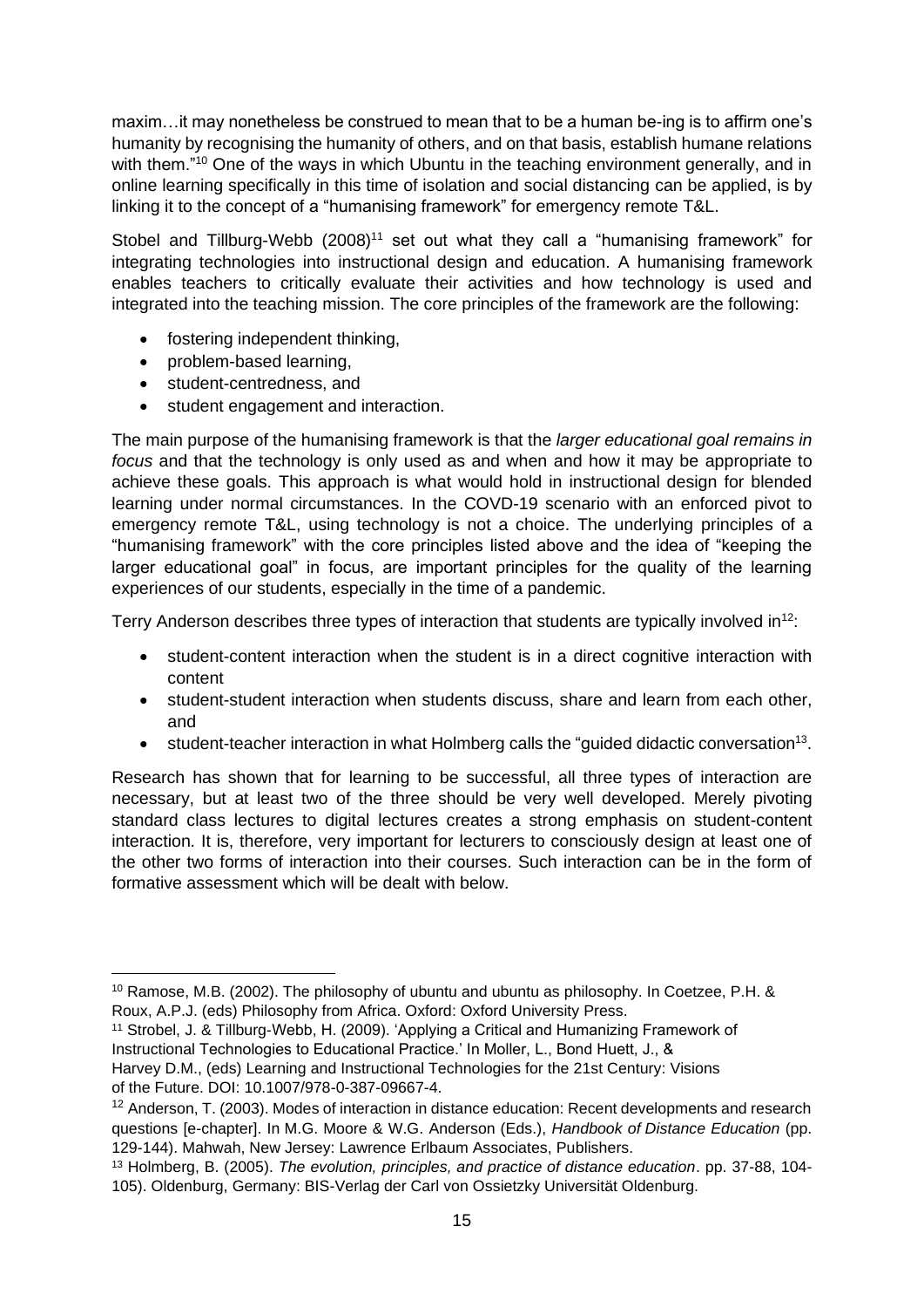maxim…it may nonetheless be construed to mean that to be a human be-ing is to affirm one's humanity by recognising the humanity of others, and on that basis, establish humane relations with them."[10] One of the ways in which Ubuntu in the teaching environment generally, and in online learning specifically in this time of isolation and social distancing can be applied, is by linking it to the concept of a "humanising framework" for emergency remote T&L.

Stobel and Tillburg-Webb (2008)[11] set out what they call a "humanising framework" for integrating technologies into instructional design and education. A humanising framework enables teachers to critically evaluate their activities and how technology is used and integrated into the teaching mission. The core principles of the framework are the following:

- fostering independent thinking,
- problem-based learning,
- student-centredness, and
- student engagement and interaction.

The main purpose of the humanising framework is that the *larger educational goal remains in focus* and that the technology is only used as and when and how it may be appropriate to achieve these goals. This approach is what would hold in instructional design for blended learning under normal circumstances. In the COVD-19 scenario with an enforced pivot to emergency remote T&L, using technology is not a choice. The underlying principles of a "humanising framework" with the core principles listed above and the idea of "keeping the larger educational goal" in focus, are important principles for the quality of the learning experiences of our students, especially in the time of a pandemic.

Terry Anderson describes three types of interaction that students are typically involved in[12]:

- student-content interaction when the student is in a direct cognitive interaction with content
- student-student interaction when students discuss, share and learn from each other, and
- student-teacher interaction in what Holmberg calls the "guided didactic conversation[13].

Research has shown that for learning to be successful, all three types of interaction are necessary, but at least two of the three should be very well developed. Merely pivoting standard class lectures to digital lectures creates a strong emphasis on student-content interaction. It is, therefore, very important for lecturers to consciously design at least one of the other two forms of interaction into their courses. Such interaction can be in the form of formative assessment which will be dealt with below.

---

[10] Ramose, M.B. (2002). The philosophy of ubuntu and ubuntu as philosophy. In Coetzee, P.H. & Roux, A.P.J. (eds) Philosophy from Africa. Oxford: Oxford University Press.

[11] Strobel, J. & Tillburg-Webb, H. (2009). 'Applying a Critical and Humanizing Framework of Instructional Technologies to Educational Practice.' In Moller, L., Bond Huett, J., & Harvey D.M., (eds) Learning and Instructional Technologies for the 21st Century: Visions of the Future. DOI: 10.1007/978-0-387-09667-4.

[12] Anderson, T. (2003). Modes of interaction in distance education: Recent developments and research questions [e-chapter]. In M.G. Moore & W.G. Anderson (Eds.), *Handbook of Distance Education* (pp. 129-144). Mahwah, New Jersey: Lawrence Erlbaum Associates, Publishers.

[13] Holmberg, B. (2005). *The evolution, principles, and practice of distance education*. pp. 37-88, 104-105). Oldenburg, Germany: BIS-Verlag der Carl von Ossietzky Universität Oldenburg.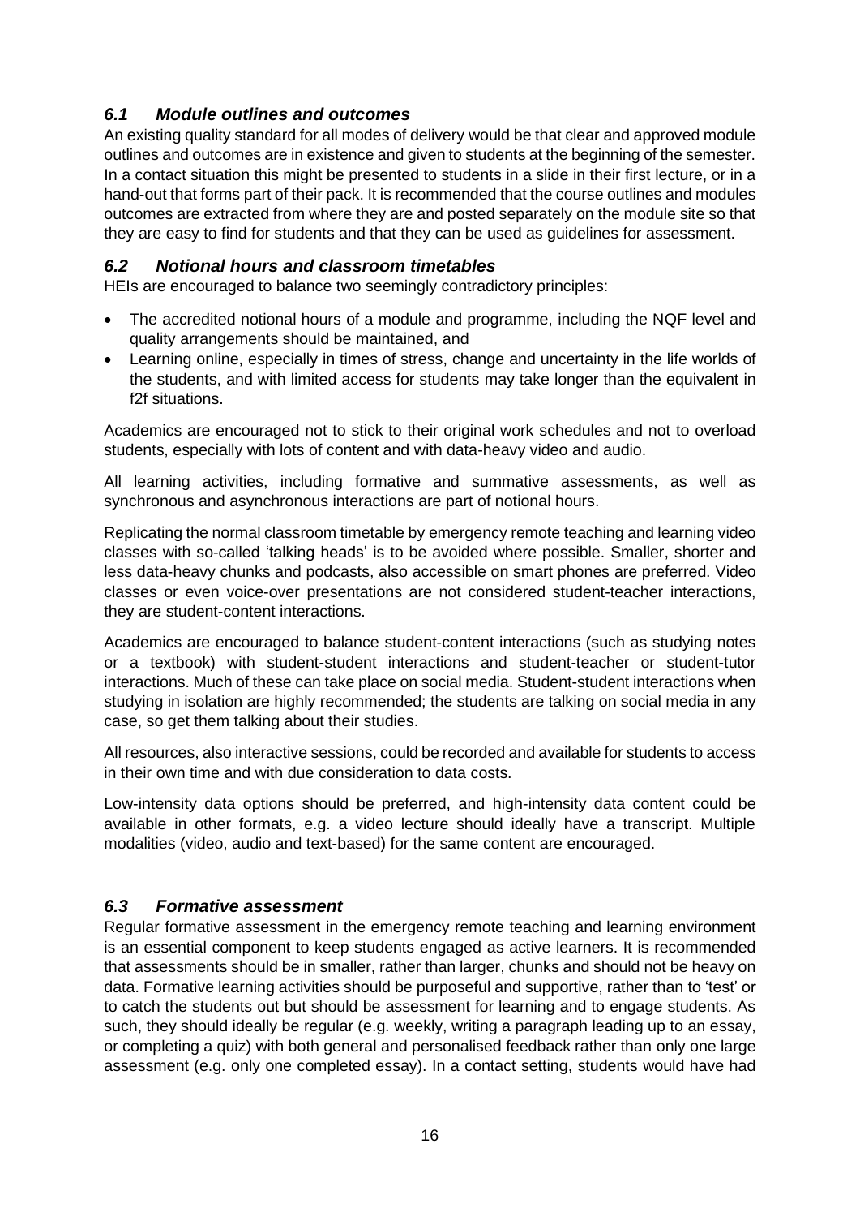### *6.1 Module outlines and outcomes*

An existing quality standard for all modes of delivery would be that clear and approved module outlines and outcomes are in existence and given to students at the beginning of the semester. In a contact situation this might be presented to students in a slide in their first lecture, or in a hand-out that forms part of their pack. It is recommended that the course outlines and modules outcomes are extracted from where they are and posted separately on the module site so that they are easy to find for students and that they can be used as guidelines for assessment.

### *6.2 Notional hours and classroom timetables*

HEIs are encouraged to balance two seemingly contradictory principles:

- The accredited notional hours of a module and programme, including the NQF level and quality arrangements should be maintained, and
- Learning online, especially in times of stress, change and uncertainty in the life worlds of the students, and with limited access for students may take longer than the equivalent in f2f situations.

Academics are encouraged not to stick to their original work schedules and not to overload students, especially with lots of content and with data-heavy video and audio.

All learning activities, including formative and summative assessments, as well as synchronous and asynchronous interactions are part of notional hours.

Replicating the normal classroom timetable by emergency remote teaching and learning video classes with so-called 'talking heads' is to be avoided where possible. Smaller, shorter and less data-heavy chunks and podcasts, also accessible on smart phones are preferred. Video classes or even voice-over presentations are not considered student-teacher interactions, they are student-content interactions.

Academics are encouraged to balance student-content interactions (such as studying notes or a textbook) with student-student interactions and student-teacher or student-tutor interactions. Much of these can take place on social media. Student-student interactions when studying in isolation are highly recommended; the students are talking on social media in any case, so get them talking about their studies.

All resources, also interactive sessions, could be recorded and available for students to access in their own time and with due consideration to data costs.

Low-intensity data options should be preferred, and high-intensity data content could be available in other formats, e.g. a video lecture should ideally have a transcript. Multiple modalities (video, audio and text-based) for the same content are encouraged.

### *6.3 Formative assessment*

Regular formative assessment in the emergency remote teaching and learning environment is an essential component to keep students engaged as active learners. It is recommended that assessments should be in smaller, rather than larger, chunks and should not be heavy on data. Formative learning activities should be purposeful and supportive, rather than to 'test' or to catch the students out but should be assessment for learning and to engage students. As such, they should ideally be regular (e.g. weekly, writing a paragraph leading up to an essay, or completing a quiz) with both general and personalised feedback rather than only one large assessment (e.g. only one completed essay). In a contact setting, students would have had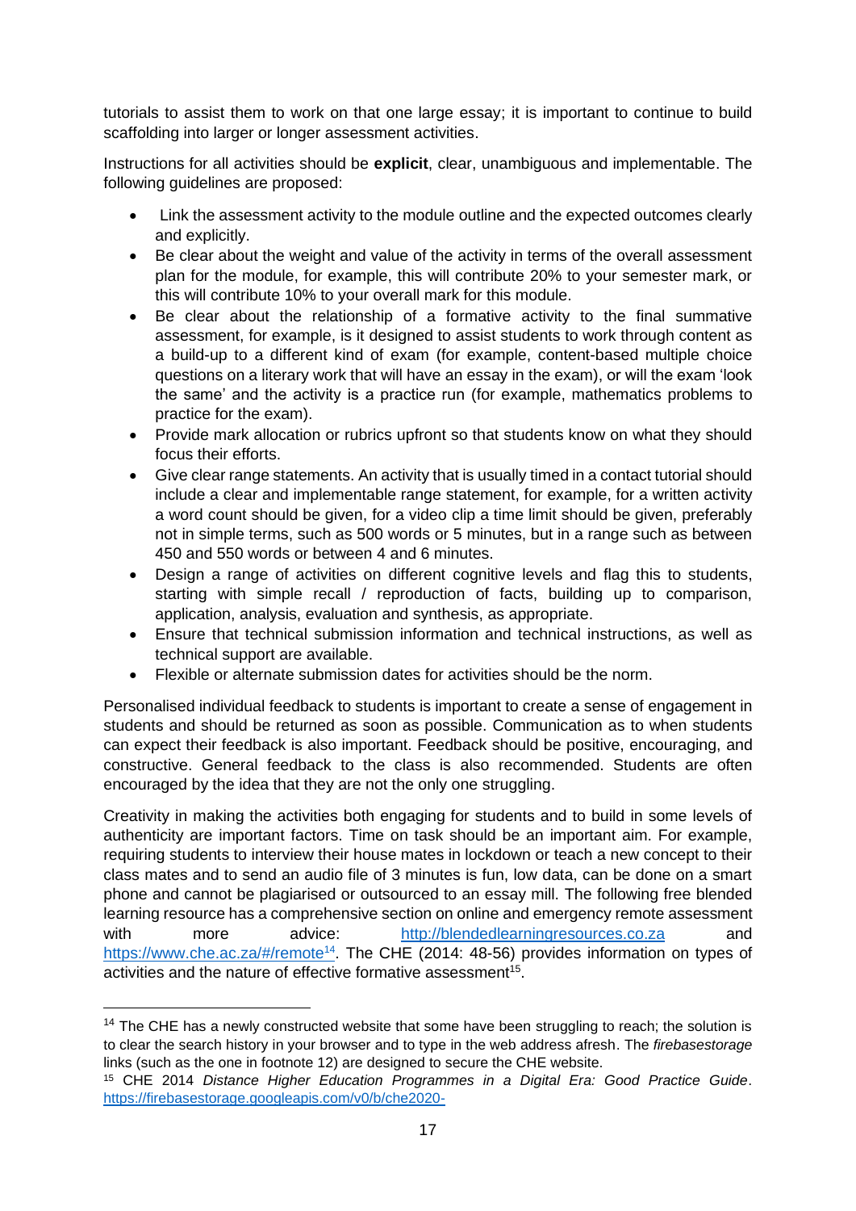tutorials to assist them to work on that one large essay; it is important to continue to build scaffolding into larger or longer assessment activities.

Instructions for all activities should be **explicit**, clear, unambiguous and implementable. The following guidelines are proposed:

- Link the assessment activity to the module outline and the expected outcomes clearly and explicitly.
- Be clear about the weight and value of the activity in terms of the overall assessment plan for the module, for example, this will contribute 20% to your semester mark, or this will contribute 10% to your overall mark for this module.
- Be clear about the relationship of a formative activity to the final summative assessment, for example, is it designed to assist students to work through content as a build-up to a different kind of exam (for example, content-based multiple choice questions on a literary work that will have an essay in the exam), or will the exam 'look the same' and the activity is a practice run (for example, mathematics problems to practice for the exam).
- Provide mark allocation or rubrics upfront so that students know on what they should focus their efforts.
- Give clear range statements. An activity that is usually timed in a contact tutorial should include a clear and implementable range statement, for example, for a written activity a word count should be given, for a video clip a time limit should be given, preferably not in simple terms, such as 500 words or 5 minutes, but in a range such as between 450 and 550 words or between 4 and 6 minutes.
- Design a range of activities on different cognitive levels and flag this to students, starting with simple recall / reproduction of facts, building up to comparison, application, analysis, evaluation and synthesis, as appropriate.
- Ensure that technical submission information and technical instructions, as well as technical support are available.
- Flexible or alternate submission dates for activities should be the norm.

Personalised individual feedback to students is important to create a sense of engagement in students and should be returned as soon as possible. Communication as to when students can expect their feedback is also important. Feedback should be positive, encouraging, and constructive. General feedback to the class is also recommended. Students are often encouraged by the idea that they are not the only one struggling.

Creativity in making the activities both engaging for students and to build in some levels of authenticity are important factors. Time on task should be an important aim. For example, requiring students to interview their house mates in lockdown or teach a new concept to their class mates and to send an audio file of 3 minutes is fun, low data, can be done on a smart phone and cannot be plagiarised or outsourced to an essay mill. The following free blended learning resource has a comprehensive section on online and emergency remote assessment with more advice: http://blendedlearningresources.co.za and https://www.che.ac.za/#/remote[14]. The CHE (2014: 48-56) provides information on types of activities and the nature of effective formative assessment[15].

---

[14] The CHE has a newly constructed website that some have been struggling to reach; the solution is to clear the search history in your browser and to type in the web address afresh. The *firebasestorage* links (such as the one in footnote 12) are designed to secure the CHE website.

[15] CHE 2014 *Distance Higher Education Programmes in a Digital Era: Good Practice Guide*. https://firebasestorage.googleapis.com/v0/b/che2020-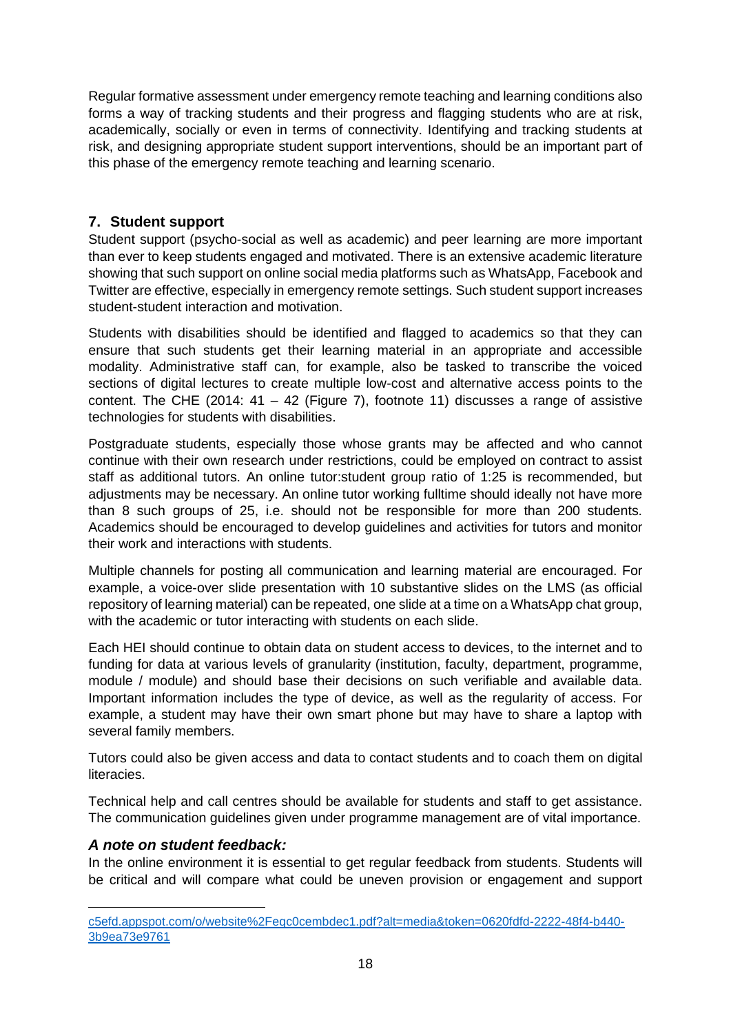Regular formative assessment under emergency remote teaching and learning conditions also forms a way of tracking students and their progress and flagging students who are at risk, academically, socially or even in terms of connectivity. Identifying and tracking students at risk, and designing appropriate student support interventions, should be an important part of this phase of the emergency remote teaching and learning scenario.

## 7. Student support

Student support (psycho-social as well as academic) and peer learning are more important than ever to keep students engaged and motivated. There is an extensive academic literature showing that such support on online social media platforms such as WhatsApp, Facebook and Twitter are effective, especially in emergency remote settings. Such student support increases student-student interaction and motivation.

Students with disabilities should be identified and flagged to academics so that they can ensure that such students get their learning material in an appropriate and accessible modality. Administrative staff can, for example, also be tasked to transcribe the voiced sections of digital lectures to create multiple low-cost and alternative access points to the content. The CHE (2014: 41 – 42 (Figure 7), footnote 11) discusses a range of assistive technologies for students with disabilities.

Postgraduate students, especially those whose grants may be affected and who cannot continue with their own research under restrictions, could be employed on contract to assist staff as additional tutors. An online tutor:student group ratio of 1:25 is recommended, but adjustments may be necessary. An online tutor working fulltime should ideally not have more than 8 such groups of 25, i.e. should not be responsible for more than 200 students. Academics should be encouraged to develop guidelines and activities for tutors and monitor their work and interactions with students.

Multiple channels for posting all communication and learning material are encouraged. For example, a voice-over slide presentation with 10 substantive slides on the LMS (as official repository of learning material) can be repeated, one slide at a time on a WhatsApp chat group, with the academic or tutor interacting with students on each slide.

Each HEI should continue to obtain data on student access to devices, to the internet and to funding for data at various levels of granularity (institution, faculty, department, programme, module / module) and should base their decisions on such verifiable and available data. Important information includes the type of device, as well as the regularity of access. For example, a student may have their own smart phone but may have to share a laptop with several family members.

Tutors could also be given access and data to contact students and to coach them on digital literacies.

Technical help and call centres should be available for students and staff to get assistance. The communication guidelines given under programme management are of vital importance.

### *A note on student feedback:*

In the online environment it is essential to get regular feedback from students. Students will be critical and will compare what could be uneven provision or engagement and support

c5efd.appspot.com/o/website%2Feqc0cembdec1.pdf?alt=media&token=0620fdfd-2222-48f4-b440-3b9ea73e9761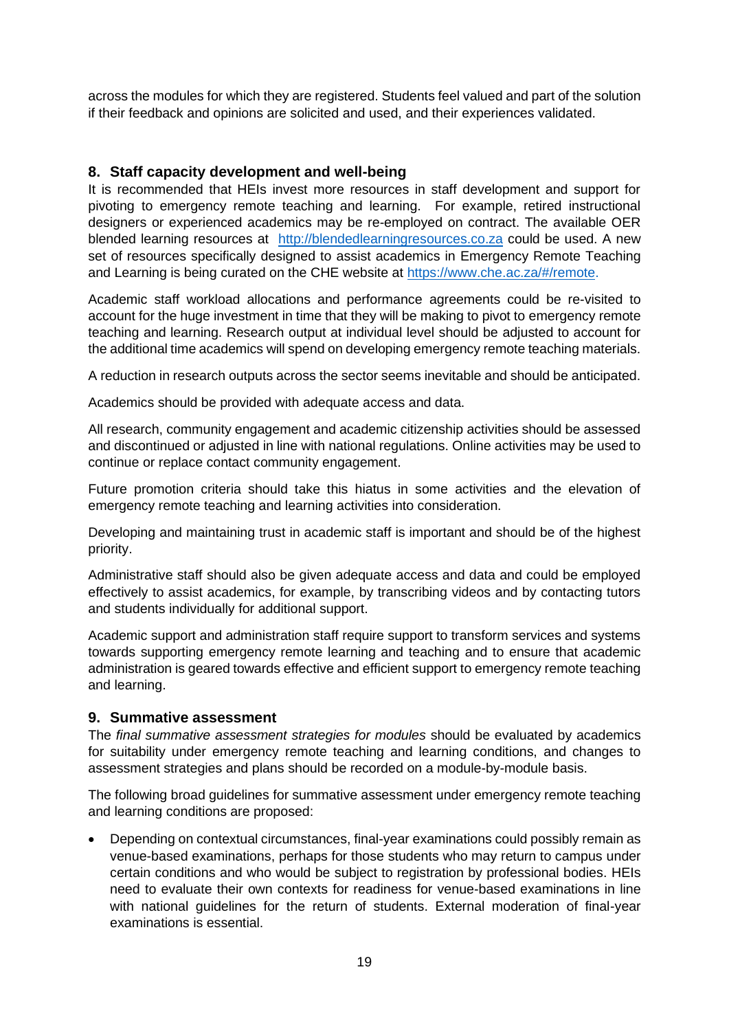across the modules for which they are registered. Students feel valued and part of the solution if their feedback and opinions are solicited and used, and their experiences validated.

## 8. Staff capacity development and well-being

It is recommended that HEIs invest more resources in staff development and support for pivoting to emergency remote teaching and learning. For example, retired instructional designers or experienced academics may be re-employed on contract. The available OER blended learning resources at [http://blendedlearningresources.co.za](http://blendedlearningresources.co.za) could be used. A new set of resources specifically designed to assist academics in Emergency Remote Teaching and Learning is being curated on the CHE website at [https://www.che.ac.za/#/remote](https://www.che.ac.za/#/remote).

Academic staff workload allocations and performance agreements could be re-visited to account for the huge investment in time that they will be making to pivot to emergency remote teaching and learning. Research output at individual level should be adjusted to account for the additional time academics will spend on developing emergency remote teaching materials.

A reduction in research outputs across the sector seems inevitable and should be anticipated.

Academics should be provided with adequate access and data.

All research, community engagement and academic citizenship activities should be assessed and discontinued or adjusted in line with national regulations. Online activities may be used to continue or replace contact community engagement.

Future promotion criteria should take this hiatus in some activities and the elevation of emergency remote teaching and learning activities into consideration.

Developing and maintaining trust in academic staff is important and should be of the highest priority.

Administrative staff should also be given adequate access and data and could be employed effectively to assist academics, for example, by transcribing videos and by contacting tutors and students individually for additional support.

Academic support and administration staff require support to transform services and systems towards supporting emergency remote learning and teaching and to ensure that academic administration is geared towards effective and efficient support to emergency remote teaching and learning.

## 9. Summative assessment

The *final summative assessment strategies for modules* should be evaluated by academics for suitability under emergency remote teaching and learning conditions, and changes to assessment strategies and plans should be recorded on a module-by-module basis.

The following broad guidelines for summative assessment under emergency remote teaching and learning conditions are proposed:

- Depending on contextual circumstances, final-year examinations could possibly remain as venue-based examinations, perhaps for those students who may return to campus under certain conditions and who would be subject to registration by professional bodies. HEIs need to evaluate their own contexts for readiness for venue-based examinations in line with national guidelines for the return of students. External moderation of final-year examinations is essential.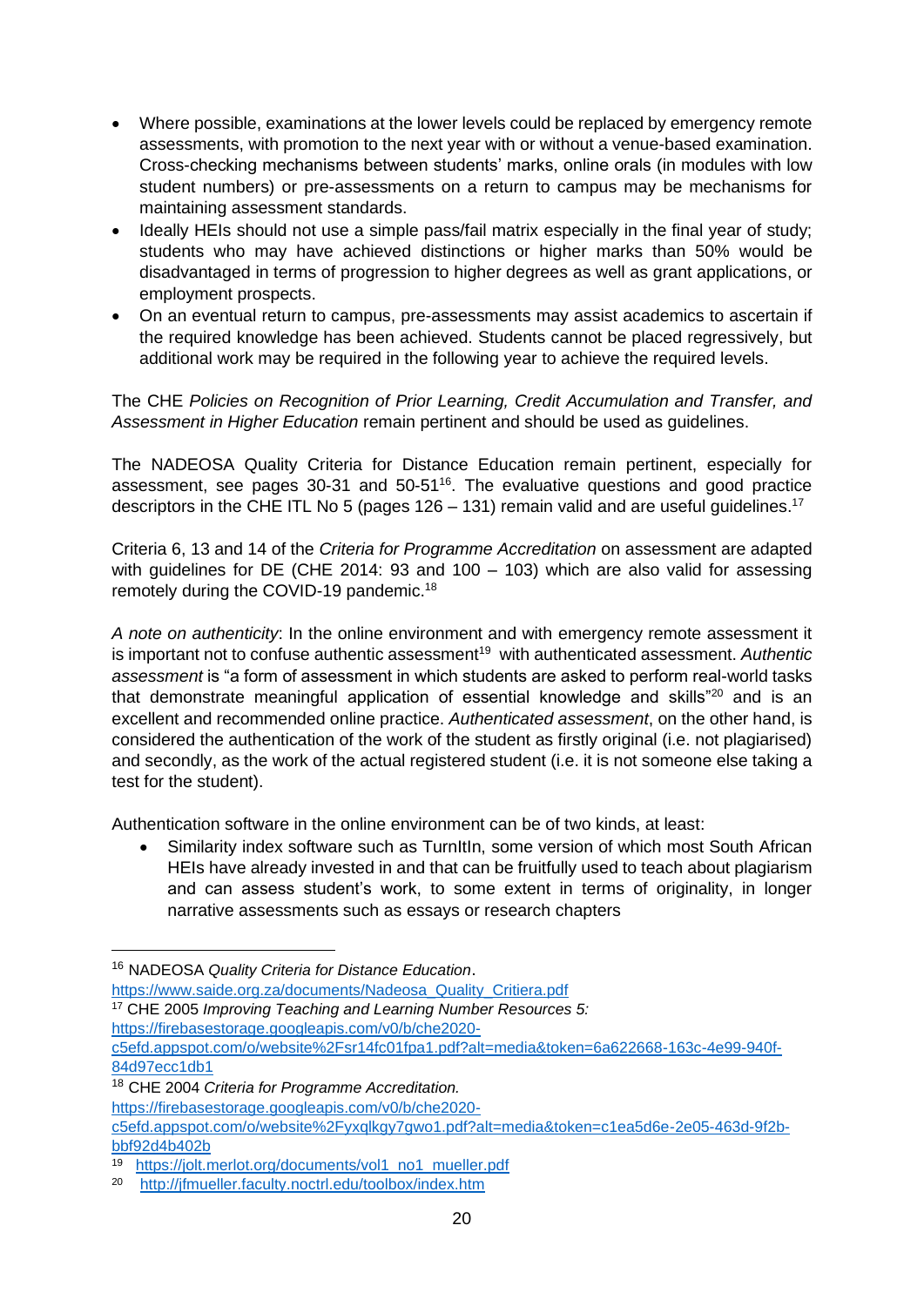- Where possible, examinations at the lower levels could be replaced by emergency remote assessments, with promotion to the next year with or without a venue-based examination. Cross-checking mechanisms between students' marks, online orals (in modules with low student numbers) or pre-assessments on a return to campus may be mechanisms for maintaining assessment standards.
- Ideally HEIs should not use a simple pass/fail matrix especially in the final year of study; students who may have achieved distinctions or higher marks than 50% would be disadvantaged in terms of progression to higher degrees as well as grant applications, or employment prospects.
- On an eventual return to campus, pre-assessments may assist academics to ascertain if the required knowledge has been achieved. Students cannot be placed regressively, but additional work may be required in the following year to achieve the required levels.

The CHE *Policies on Recognition of Prior Learning, Credit Accumulation and Transfer, and Assessment in Higher Education* remain pertinent and should be used as guidelines.

The NADEOSA Quality Criteria for Distance Education remain pertinent, especially for assessment, see pages 30-31 and 50-51[16]. The evaluative questions and good practice descriptors in the CHE ITL No 5 (pages 126 – 131) remain valid and are useful guidelines.[17]

Criteria 6, 13 and 14 of the *Criteria for Programme Accreditation* on assessment are adapted with guidelines for DE (CHE 2014: 93 and 100 – 103) which are also valid for assessing remotely during the COVID-19 pandemic.[18]

*A note on authenticity*: In the online environment and with emergency remote assessment it is important not to confuse authentic assessment[19] with authenticated assessment. *Authentic assessment* is "a form of assessment in which students are asked to perform real-world tasks that demonstrate meaningful application of essential knowledge and skills"[20] and is an excellent and recommended online practice. *Authenticated assessment*, on the other hand, is considered the authentication of the work of the student as firstly original (i.e. not plagiarised) and secondly, as the work of the actual registered student (i.e. it is not someone else taking a test for the student).

Authentication software in the online environment can be of two kinds, at least:

- Similarity index software such as TurnItIn, some version of which most South African HEIs have already invested in and that can be fruitfully used to teach about plagiarism and can assess student's work, to some extent in terms of originality, in longer narrative assessments such as essays or research chapters

---

[16] NADEOSA *Quality Criteria for Distance Education*. https://www.saide.org.za/documents/Nadeosa_Quality_Critiera.pdf

[17] CHE 2005 *Improving Teaching and Learning Number Resources 5:* https://firebasestorage.googleapis.com/v0/b/che2020-c5efd.appspot.com/o/website%2Fsr14fc01fpa1.pdf?alt=media&token=6a622668-163c-4e99-940f-84d97ecc1db1

[18] CHE 2004 *Criteria for Programme Accreditation.* https://firebasestorage.googleapis.com/v0/b/che2020-c5efd.appspot.com/o/website%2Fyxqlkgy7gwo1.pdf?alt=media&token=c1ea5d6e-2e05-463d-9f2b-bbf92d4b402b

[19] https://jolt.merlot.org/documents/vol1_no1_mueller.pdf

[20] http://jfmueller.faculty.noctrl.edu/toolbox/index.htm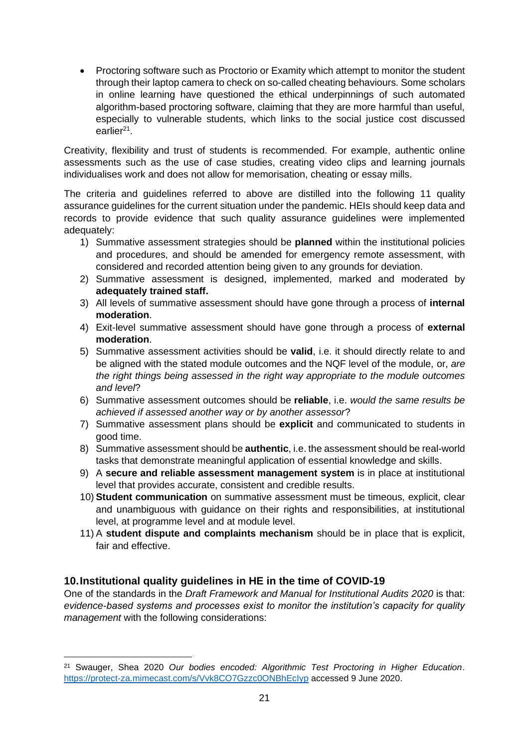- Proctoring software such as Proctorio or Examity which attempt to monitor the student through their laptop camera to check on so-called cheating behaviours. Some scholars in online learning have questioned the ethical underpinnings of such automated algorithm-based proctoring software, claiming that they are more harmful than useful, especially to vulnerable students, which links to the social justice cost discussed earlier[21].

Creativity, flexibility and trust of students is recommended. For example, authentic online assessments such as the use of case studies, creating video clips and learning journals individualises work and does not allow for memorisation, cheating or essay mills.

The criteria and guidelines referred to above are distilled into the following 11 quality assurance guidelines for the current situation under the pandemic. HEIs should keep data and records to provide evidence that such quality assurance guidelines were implemented adequately:

1) Summative assessment strategies should be **planned** within the institutional policies and procedures, and should be amended for emergency remote assessment, with considered and recorded attention being given to any grounds for deviation.
2) Summative assessment is designed, implemented, marked and moderated by **adequately trained staff.**
3) All levels of summative assessment should have gone through a process of **internal moderation**.
4) Exit-level summative assessment should have gone through a process of **external moderation**.
5) Summative assessment activities should be **valid**, i.e. it should directly relate to and be aligned with the stated module outcomes and the NQF level of the module, or, *are the right things being assessed in the right way appropriate to the module outcomes and level*?
6) Summative assessment outcomes should be **reliable**, i.e. *would the same results be achieved if assessed another way or by another assessor*?
7) Summative assessment plans should be **explicit** and communicated to students in good time.
8) Summative assessment should be **authentic**, i.e. the assessment should be real-world tasks that demonstrate meaningful application of essential knowledge and skills.
9) A **secure and reliable assessment management system** is in place at institutional level that provides accurate, consistent and credible results.
10) **Student communication** on summative assessment must be timeous, explicit, clear and unambiguous with guidance on their rights and responsibilities, at institutional level, at programme level and at module level.
11) A **student dispute and complaints mechanism** should be in place that is explicit, fair and effective.

## 10. Institutional quality guidelines in HE in the time of COVID-19

One of the standards in the *Draft Framework and Manual for Institutional Audits 2020* is that: *evidence-based systems and processes exist to monitor the institution's capacity for quality management* with the following considerations:

---

[21] Swauger, Shea 2020 *Our bodies encoded: Algorithmic Test Proctoring in Higher Education*. https://protect-za.mimecast.com/s/Vvk8CO7Gzzc0ONBhEclyp accessed 9 June 2020.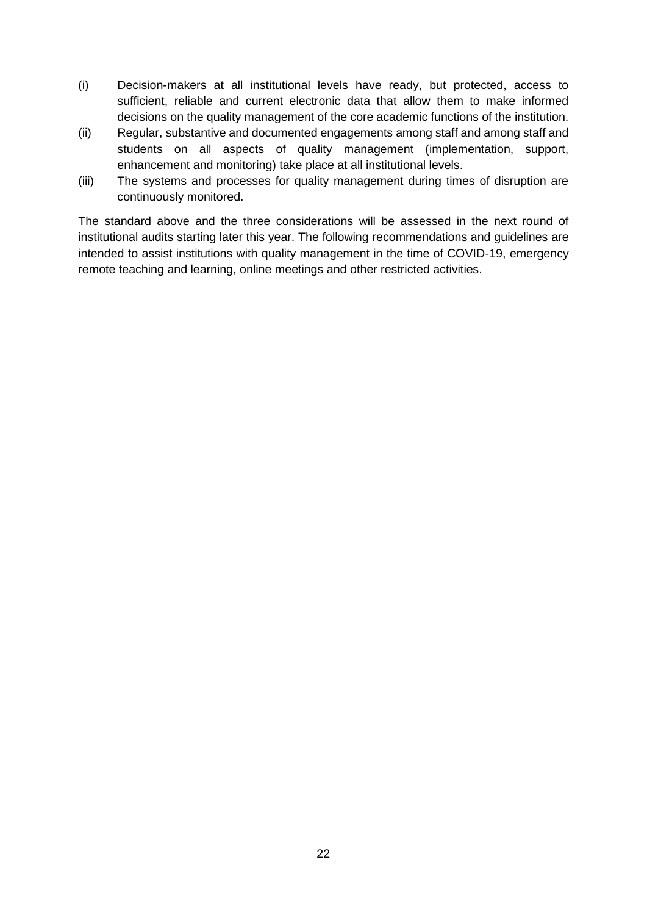(i) Decision-makers at all institutional levels have ready, but protected, access to sufficient, reliable and current electronic data that allow them to make informed decisions on the quality management of the core academic functions of the institution.

(ii) Regular, substantive and documented engagements among staff and among staff and students on all aspects of quality management (implementation, support, enhancement and monitoring) take place at all institutional levels.

(iii) <u>The systems and processes for quality management during times of disruption are continuously monitored</u>.

The standard above and the three considerations will be assessed in the next round of institutional audits starting later this year. The following recommendations and guidelines are intended to assist institutions with quality management in the time of COVID-19, emergency remote teaching and learning, online meetings and other restricted activities.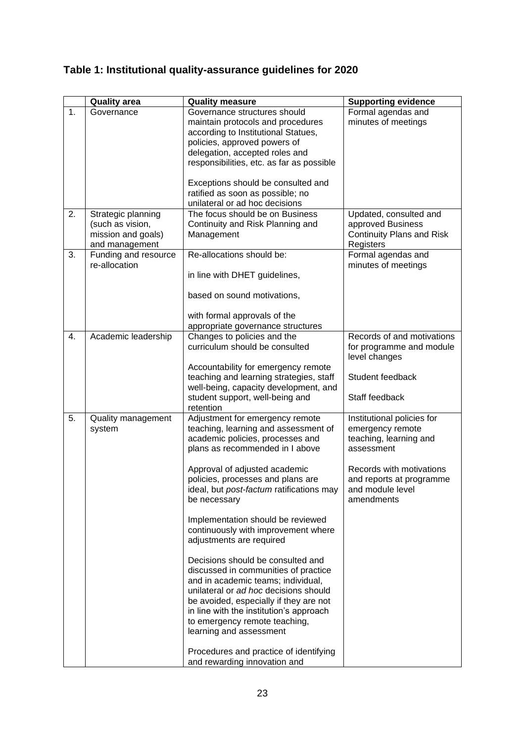## Table 1: Institutional quality-assurance guidelines for 2020

| | Quality area | Quality measure | Supporting evidence |
|---|---|---|---|
| 1. | Governance | Governance structures should maintain protocols and procedures according to Institutional Statues, policies, approved powers of delegation, accepted roles and responsibilities, etc. as far as possible<br><br>Exceptions should be consulted and ratified as soon as possible; no unilateral or ad hoc decisions | Formal agendas and minutes of meetings |
| 2. | Strategic planning (such as vision, mission and goals) and management | The focus should be on Business Continuity and Risk Planning and Management | Updated, consulted and approved Business Continuity Plans and Risk Registers |
| 3. | Funding and resource re-allocation | Re-allocations should be:<br><br>in line with DHET guidelines,<br><br>based on sound motivations,<br><br>with formal approvals of the appropriate governance structures | Formal agendas and minutes of meetings |
| 4. | Academic leadership | Changes to policies and the curriculum should be consulted<br><br>Accountability for emergency remote teaching and learning strategies, staff well-being, capacity development, and student support, well-being and retention | Records of and motivations for programme and module level changes<br><br>Student feedback<br><br>Staff feedback |
| 5. | Quality management system | Adjustment for emergency remote teaching, learning and assessment of academic policies, processes and plans as recommended in I above<br><br>Approval of adjusted academic policies, processes and plans are ideal, but *post-factum* ratifications may be necessary<br><br>Implementation should be reviewed continuously with improvement where adjustments are required<br><br>Decisions should be consulted and discussed in communities of practice and in academic teams; individual, unilateral or *ad hoc* decisions should be avoided, especially if they are not in line with the institution's approach to emergency remote teaching, learning and assessment<br><br>Procedures and practice of identifying and rewarding innovation and | Institutional policies for emergency remote teaching, learning and assessment<br><br>Records with motivations and reports at programme and module level amendments |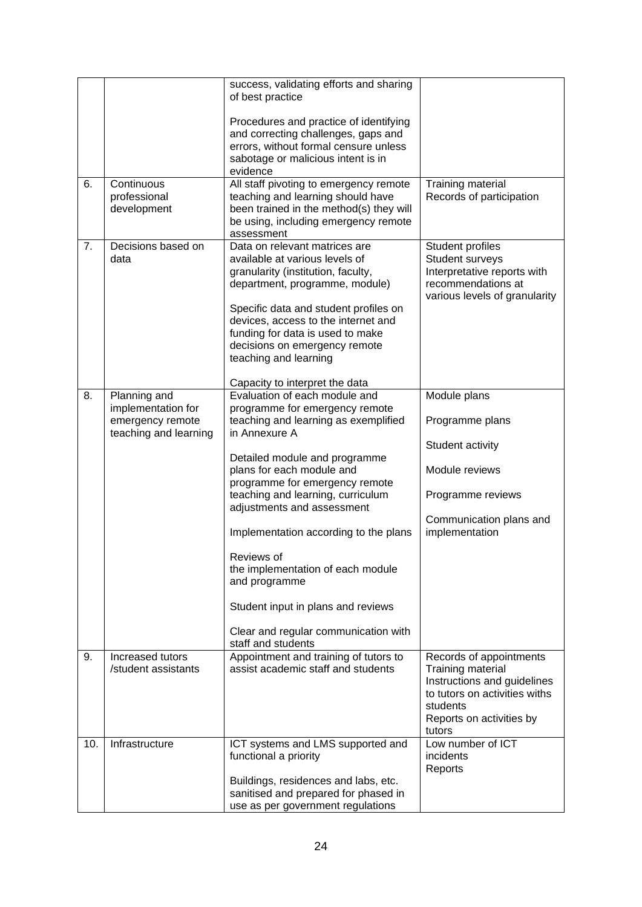| | | | |
|---|---|---|---|
| | | success, validating efforts and sharing of best practice<br><br>Procedures and practice of identifying and correcting challenges, gaps and errors, without formal censure unless sabotage or malicious intent is in evidence | |
| 6. | Continuous professional development | All staff pivoting to emergency remote teaching and learning should have been trained in the method(s) they will be using, including emergency remote assessment | Training material<br>Records of participation |
| 7. | Decisions based on data | Data on relevant matrices are available at various levels of granularity (institution, faculty, department, programme, module)<br><br>Specific data and student profiles on devices, access to the internet and funding for data is used to make decisions on emergency remote teaching and learning<br><br>Capacity to interpret the data | Student profiles<br>Student surveys<br>Interpretative reports with recommendations at various levels of granularity |
| 8. | Planning and implementation for emergency remote teaching and learning | Evaluation of each module and programme for emergency remote teaching and learning as exemplified in Annexure A<br><br>Detailed module and programme plans for each module and programme for emergency remote teaching and learning, curriculum adjustments and assessment<br><br>Implementation according to the plans<br><br>Reviews of the implementation of each module and programme<br><br>Student input in plans and reviews<br><br>Clear and regular communication with staff and students | Module plans<br><br>Programme plans<br><br>Student activity<br><br>Module reviews<br><br>Programme reviews<br><br>Communication plans and implementation |
| 9. | Increased tutors /student assistants | Appointment and training of tutors to assist academic staff and students | Records of appointments<br>Training material<br>Instructions and guidelines to tutors on activities withs students<br>Reports on activities by tutors |
| 10. | Infrastructure | ICT systems and LMS supported and functional a priority<br><br>Buildings, residences and labs, etc. sanitised and prepared for phased in use as per government regulations | Low number of ICT incidents<br>Reports |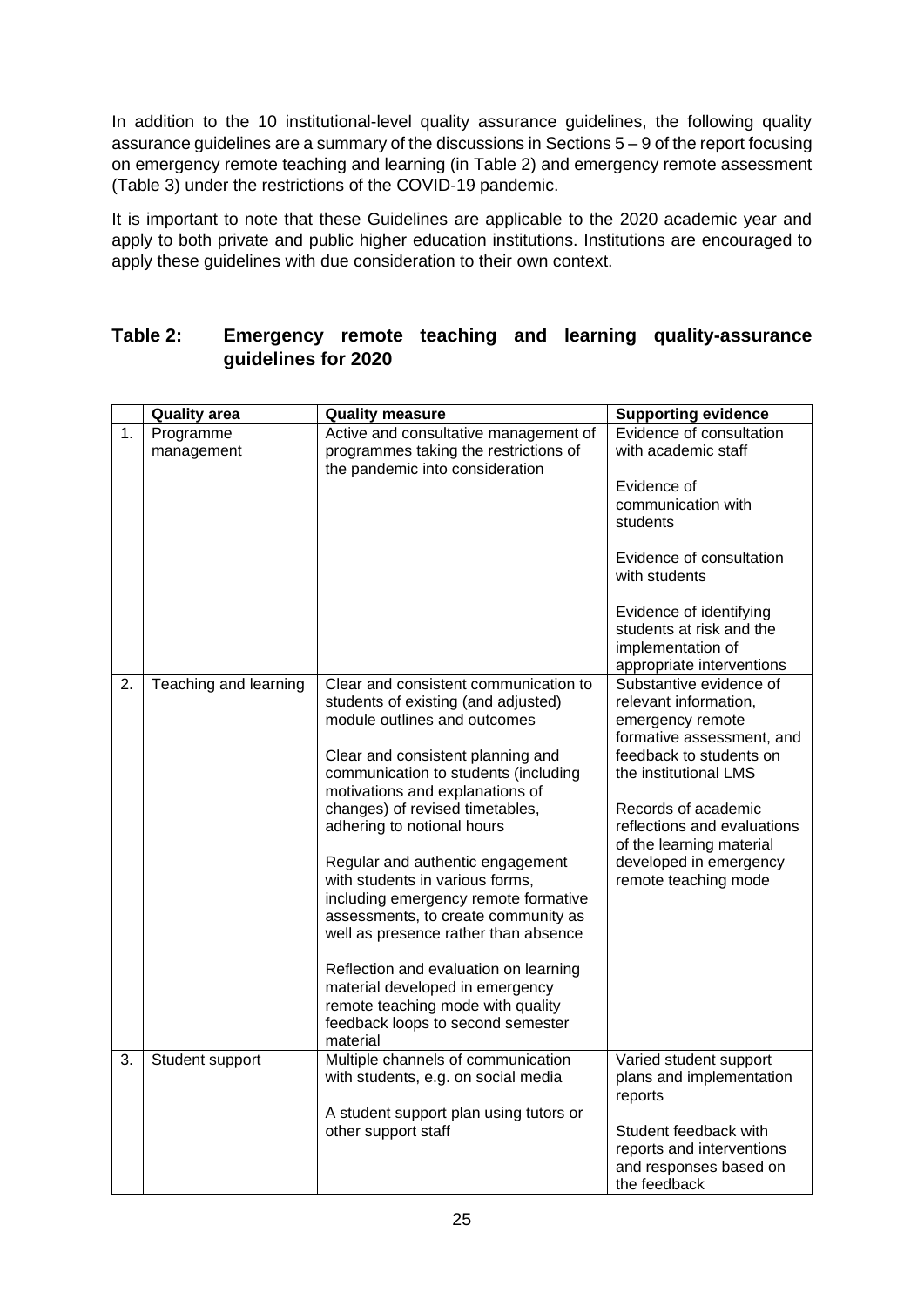In addition to the 10 institutional-level quality assurance guidelines, the following quality assurance guidelines are a summary of the discussions in Sections 5 – 9 of the report focusing on emergency remote teaching and learning (in Table 2) and emergency remote assessment (Table 3) under the restrictions of the COVID-19 pandemic.

It is important to note that these Guidelines are applicable to the 2020 academic year and apply to both private and public higher education institutions. Institutions are encouraged to apply these guidelines with due consideration to their own context.

## Table 2: Emergency remote teaching and learning quality-assurance guidelines for 2020

| | Quality area | Quality measure | Supporting evidence |
|---|---|---|---|
| 1. | Programme management | Active and consultative management of programmes taking the restrictions of the pandemic into consideration | Evidence of consultation with academic staff<br><br>Evidence of communication with students<br><br>Evidence of consultation with students<br><br>Evidence of identifying students at risk and the implementation of appropriate interventions |
| 2. | Teaching and learning | Clear and consistent communication to students of existing (and adjusted) module outlines and outcomes<br><br>Clear and consistent planning and communication to students (including motivations and explanations of changes) of revised timetables, adhering to notional hours<br><br>Regular and authentic engagement with students in various forms, including emergency remote formative assessments, to create community as well as presence rather than absence<br><br>Reflection and evaluation on learning material developed in emergency remote teaching mode with quality feedback loops to second semester material | Substantive evidence of relevant information, emergency remote formative assessment, and feedback to students on the institutional LMS<br><br>Records of academic reflections and evaluations of the learning material developed in emergency remote teaching mode |
| 3. | Student support | Multiple channels of communication with students, e.g. on social media<br><br>A student support plan using tutors or other support staff | Varied student support plans and implementation reports<br><br>Student feedback with reports and interventions and responses based on the feedback |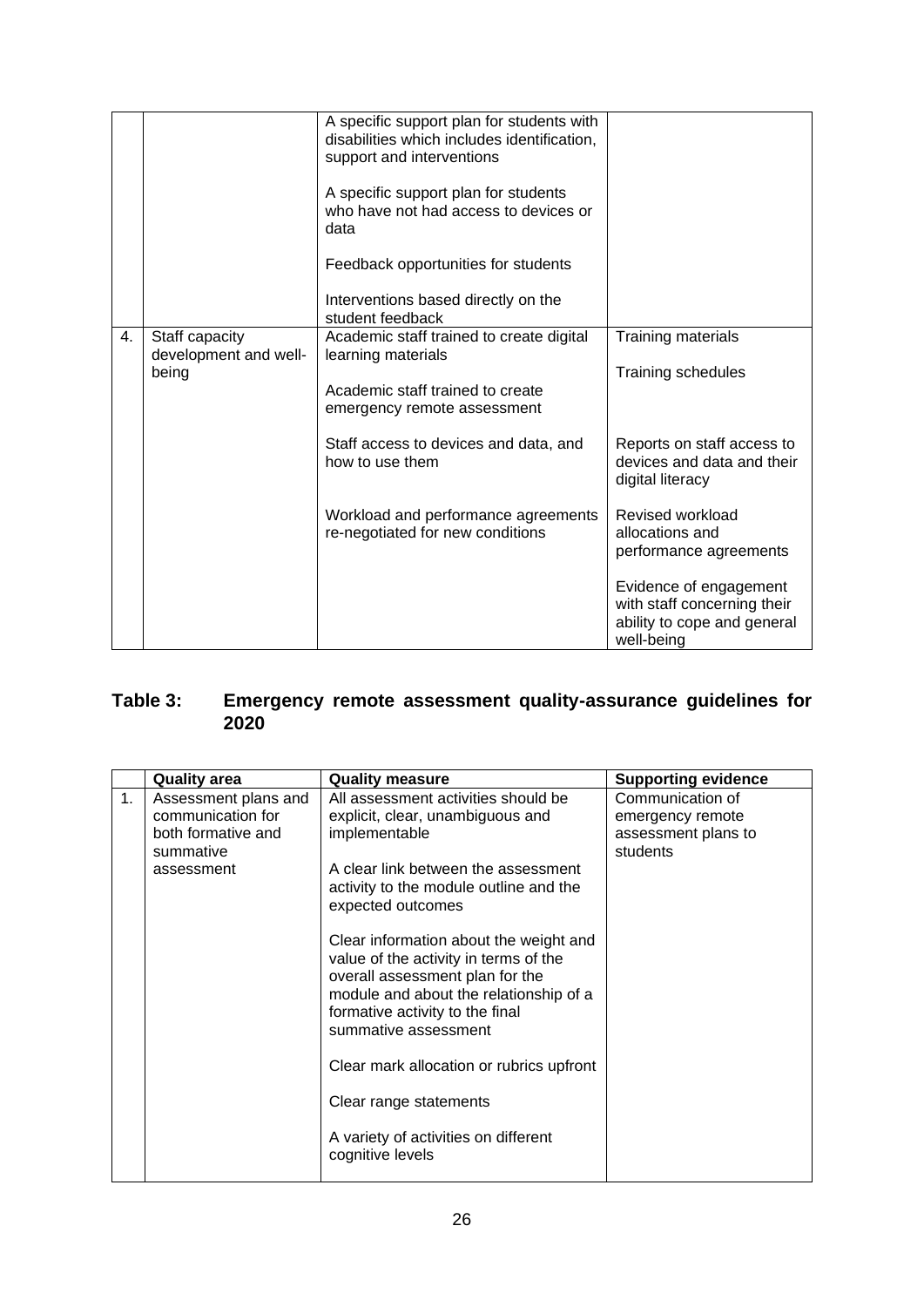| | | | |
|---|---|---|---|
| | | A specific support plan for students with disabilities which includes identification, support and interventions<br><br>A specific support plan for students who have not had access to devices or data<br><br>Feedback opportunities for students<br><br>Interventions based directly on the student feedback | |
| 4. | Staff capacity development and well-being | Academic staff trained to create digital learning materials<br><br>Academic staff trained to create emergency remote assessment<br><br>Staff access to devices and data, and how to use them<br><br>Workload and performance agreements re-negotiated for new conditions | Training materials<br><br>Training schedules<br><br>Reports on staff access to devices and data and their digital literacy<br><br>Revised workload allocations and performance agreements<br><br>Evidence of engagement with staff concerning their ability to cope and general well-being |

**Table 3: Emergency remote assessment quality-assurance guidelines for 2020**

| | Quality area | Quality measure | Supporting evidence |
|---|---|---|---|
| 1. | Assessment plans and communication for both formative and summative assessment | All assessment activities should be explicit, clear, unambiguous and implementable<br><br>A clear link between the assessment activity to the module outline and the expected outcomes<br><br>Clear information about the weight and value of the activity in terms of the overall assessment plan for the module and about the relationship of a formative activity to the final summative assessment<br><br>Clear mark allocation or rubrics upfront<br><br>Clear range statements<br><br>A variety of activities on different cognitive levels | Communication of emergency remote assessment plans to students |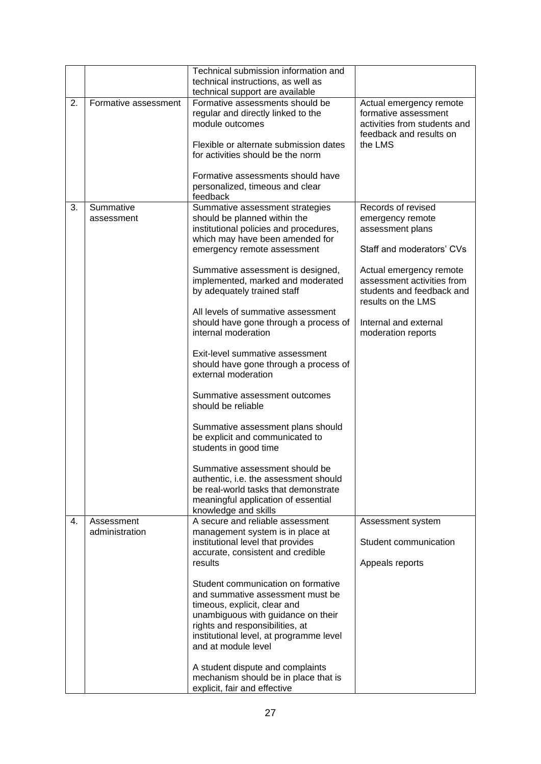| | | | |
|---|---|---|---|
| | | Technical submission information and technical instructions, as well as technical support are available | |
| 2. | Formative assessment | Formative assessments should be regular and directly linked to the module outcomes<br><br>Flexible or alternate submission dates for activities should be the norm<br><br>Formative assessments should have personalized, timeous and clear feedback | Actual emergency remote formative assessment activities from students and feedback and results on the LMS |
| 3. | Summative assessment | Summative assessment strategies should be planned within the institutional policies and procedures, which may have been amended for emergency remote assessment<br><br>Summative assessment is designed, implemented, marked and moderated by adequately trained staff<br><br>All levels of summative assessment should have gone through a process of internal moderation<br><br>Exit-level summative assessment should have gone through a process of external moderation<br><br>Summative assessment outcomes should be reliable<br><br>Summative assessment plans should be explicit and communicated to students in good time<br><br>Summative assessment should be authentic, i.e. the assessment should be real-world tasks that demonstrate meaningful application of essential knowledge and skills | Records of revised emergency remote assessment plans<br><br>Staff and moderators' CVs<br><br>Actual emergency remote assessment activities from students and feedback and results on the LMS<br><br>Internal and external moderation reports |
| 4. | Assessment administration | A secure and reliable assessment management system is in place at institutional level that provides accurate, consistent and credible results<br><br>Student communication on formative and summative assessment must be timeous, explicit, clear and unambiguous with guidance on their rights and responsibilities, at institutional level, at programme level and at module level<br><br>A student dispute and complaints mechanism should be in place that is explicit, fair and effective | Assessment system<br><br>Student communication<br><br>Appeals reports |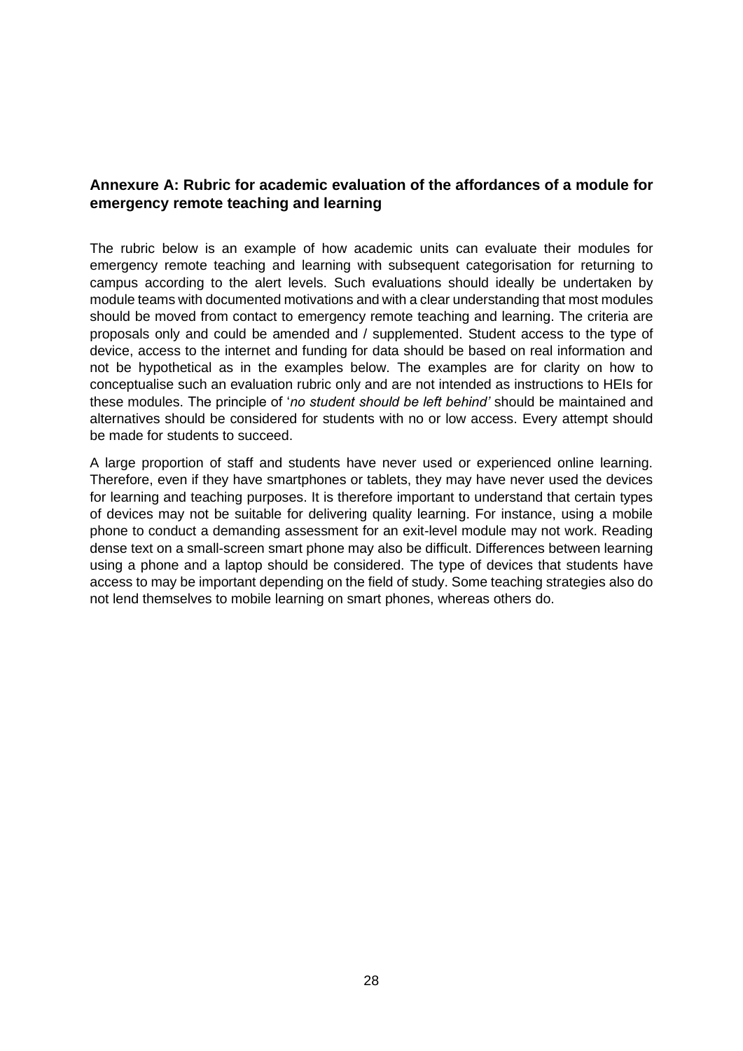## Annexure A: Rubric for academic evaluation of the affordances of a module for emergency remote teaching and learning

The rubric below is an example of how academic units can evaluate their modules for emergency remote teaching and learning with subsequent categorisation for returning to campus according to the alert levels. Such evaluations should ideally be undertaken by module teams with documented motivations and with a clear understanding that most modules should be moved from contact to emergency remote teaching and learning. The criteria are proposals only and could be amended and / supplemented. Student access to the type of device, access to the internet and funding for data should be based on real information and not be hypothetical as in the examples below. The examples are for clarity on how to conceptualise such an evaluation rubric only and are not intended as instructions to HEIs for these modules. The principle of '*no student should be left behind'* should be maintained and alternatives should be considered for students with no or low access. Every attempt should be made for students to succeed.

A large proportion of staff and students have never used or experienced online learning. Therefore, even if they have smartphones or tablets, they may have never used the devices for learning and teaching purposes. It is therefore important to understand that certain types of devices may not be suitable for delivering quality learning. For instance, using a mobile phone to conduct a demanding assessment for an exit-level module may not work. Reading dense text on a small-screen smart phone may also be difficult. Differences between learning using a phone and a laptop should be considered. The type of devices that students have access to may be important depending on the field of study. Some teaching strategies also do not lend themselves to mobile learning on smart phones, whereas others do.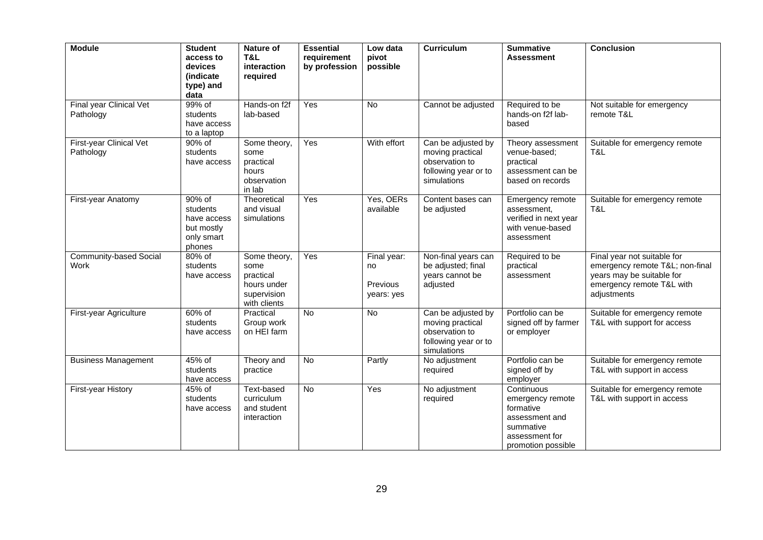| Module | Student access to devices (indicate type) and data | Nature of T&L interaction required | Essential requirement by profession | Low data pivot possible | Curriculum | Summative Assessment | Conclusion |
|---|---|---|---|---|---|---|---|
| Final year Clinical Vet Pathology | 99% of students have access to a laptop | Hands-on f2f lab-based | Yes | No | Cannot be adjusted | Required to be hands-on f2f lab-based | Not suitable for emergency remote T&L |
| First-year Clinical Vet Pathology | 90% of students have access | Some theory, some practical hours observation in lab | Yes | With effort | Can be adjusted by moving practical observation to following year or to simulations | Theory assessment venue-based; practical assessment can be based on records | Suitable for emergency remote T&L |
| First-year Anatomy | 90% of students have access but mostly only smart phones | Theoretical and visual simulations | Yes | Yes, OERs available | Content bases can be adjusted | Emergency remote assessment, verified in next year with venue-based assessment | Suitable for emergency remote T&L |
| Community-based Social Work | 80% of students have access | Some theory, some practical hours under supervision with clients | Yes | Final year: no<br>Previous years: yes | Non-final years can be adjusted; final years cannot be adjusted | Required to be practical assessment | Final year not suitable for emergency remote T&L; non-final years may be suitable for emergency remote T&L with adjustments |
| First-year Agriculture | 60% of students have access | Practical Group work on HEI farm | No | No | Can be adjusted by moving practical observation to following year or to simulations | Portfolio can be signed off by farmer or employer | Suitable for emergency remote T&L with support for access |
| Business Management | 45% of students have access | Theory and practice | No | Partly | No adjustment required | Portfolio can be signed off by employer | Suitable for emergency remote T&L with support in access |
| First-year History | 45% of students have access | Text-based curriculum and student interaction | No | Yes | No adjustment required | Continuous emergency remote formative assessment and summative assessment for promotion possible | Suitable for emergency remote T&L with support in access |